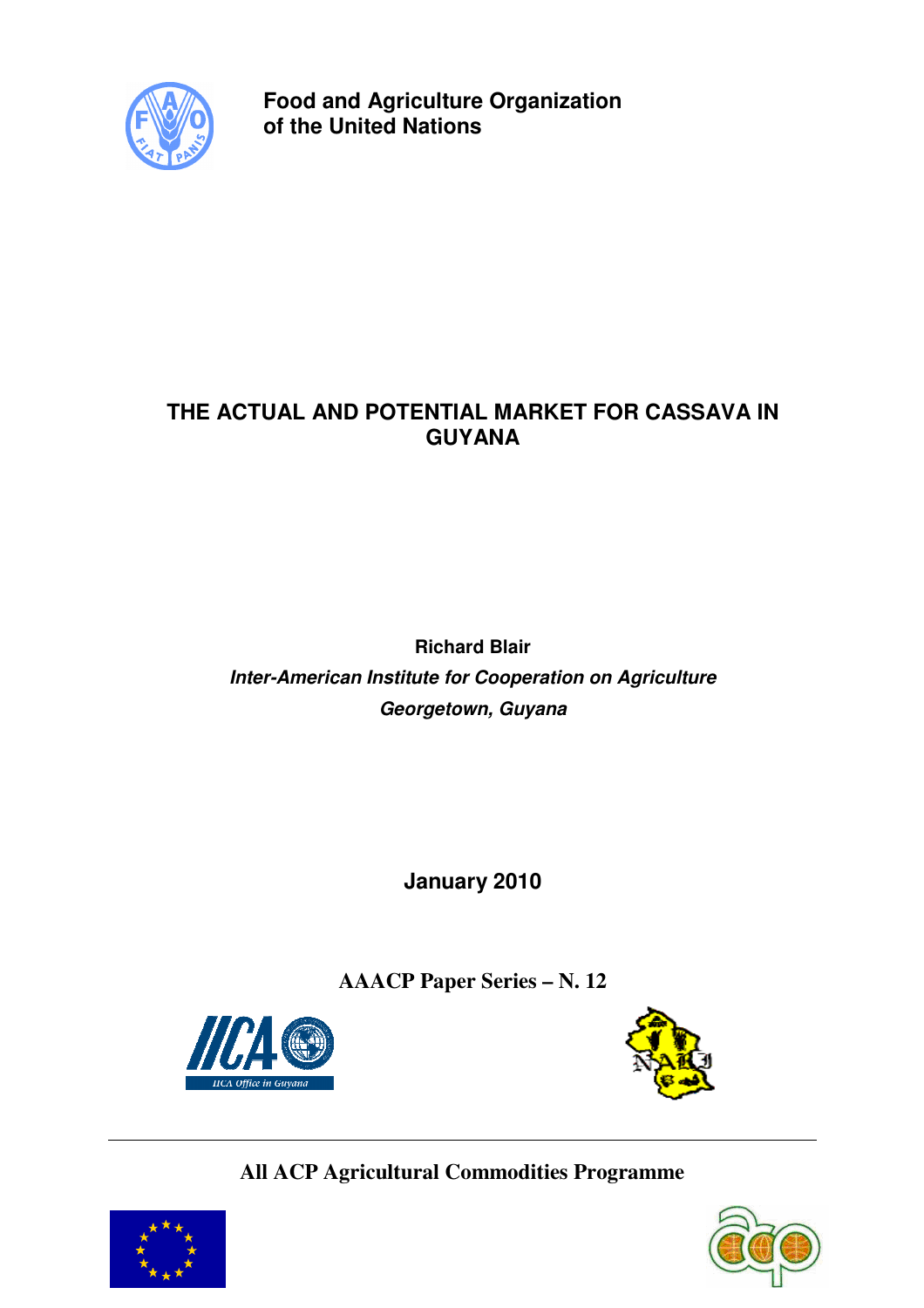**Food and Agriculture Organization of the United Nations**

# THE ACTUAL AND POTENTIAL MARKET FOR CASSAVA IN GUYANA

**Richard Blair**

***Inter-American Institute for Cooperation on Agriculture***

***Georgetown, Guyana***

**January 2010**

**AAACP Paper Series – N. 12**

**All ACP Agricultural Commodities Programme**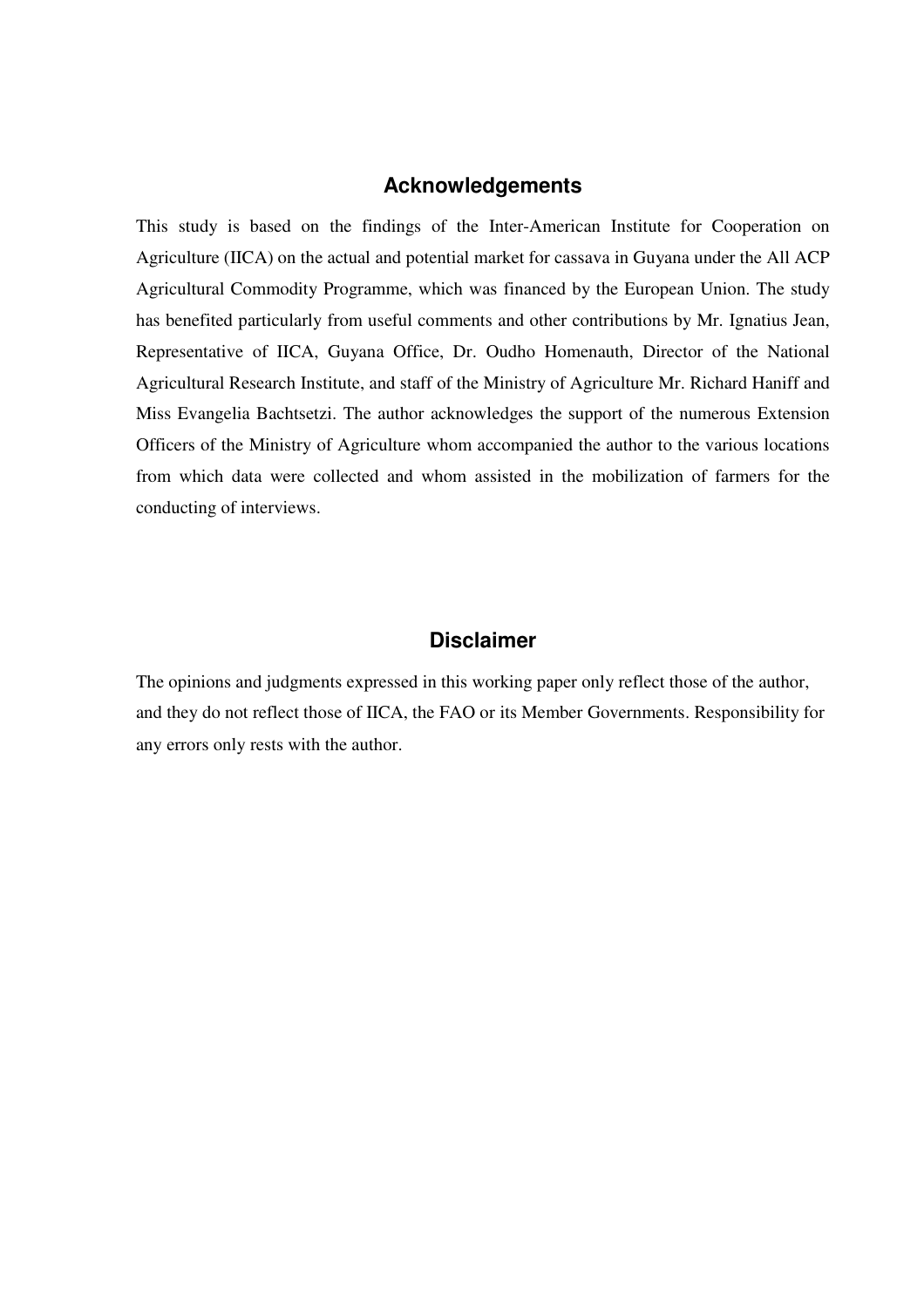## Acknowledgements

This study is based on the findings of the Inter-American Institute for Cooperation on Agriculture (IICA) on the actual and potential market for cassava in Guyana under the All ACP Agricultural Commodity Programme, which was financed by the European Union. The study has benefited particularly from useful comments and other contributions by Mr. Ignatius Jean, Representative of IICA, Guyana Office, Dr. Oudho Homenauth, Director of the National Agricultural Research Institute, and staff of the Ministry of Agriculture Mr. Richard Haniff and Miss Evangelia Bachtsetzi. The author acknowledges the support of the numerous Extension Officers of the Ministry of Agriculture whom accompanied the author to the various locations from which data were collected and whom assisted in the mobilization of farmers for the conducting of interviews.

## Disclaimer

The opinions and judgments expressed in this working paper only reflect those of the author, and they do not reflect those of IICA, the FAO or its Member Governments. Responsibility for any errors only rests with the author.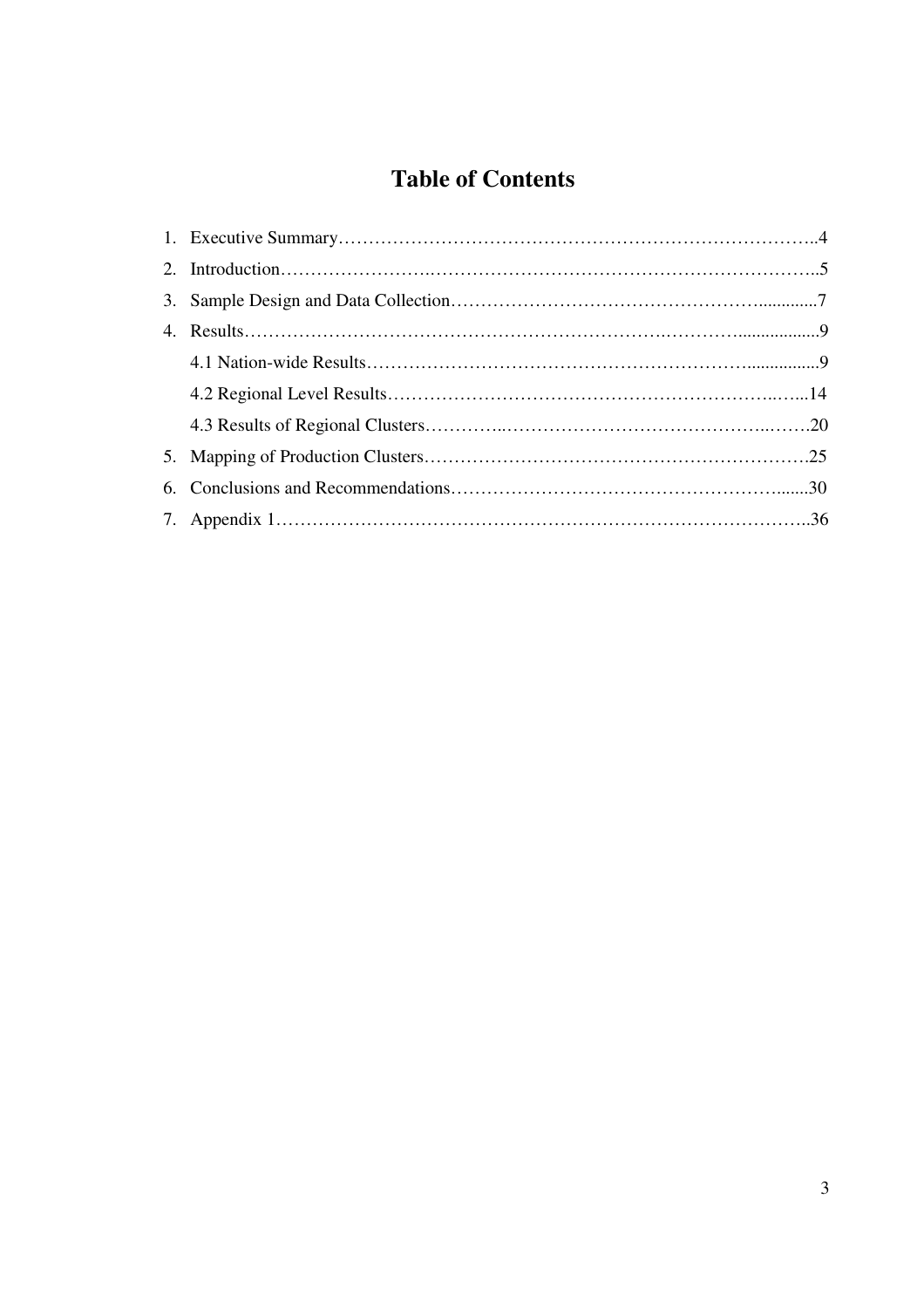# Table of Contents

1. Executive Summary……………………………………………………………………..4
2. Introduction……………………………………………………………………………..5
3. Sample Design and Data Collection……………………………………………..............7
4. Results…………………………………………………………………………..................9
   - 4.1 Nation-wide Results………………………………………………………...............9
   - 4.2 Regional Level Results……………………………………………………………...14
   - 4.3 Results of Regional Clusters…………………………………………………………20
5. Mapping of Production Clusters………………………………………………………….25
6. Conclusions and Recommendations……………………………………………….......30
7. Appendix 1……………………………………………………………………………..36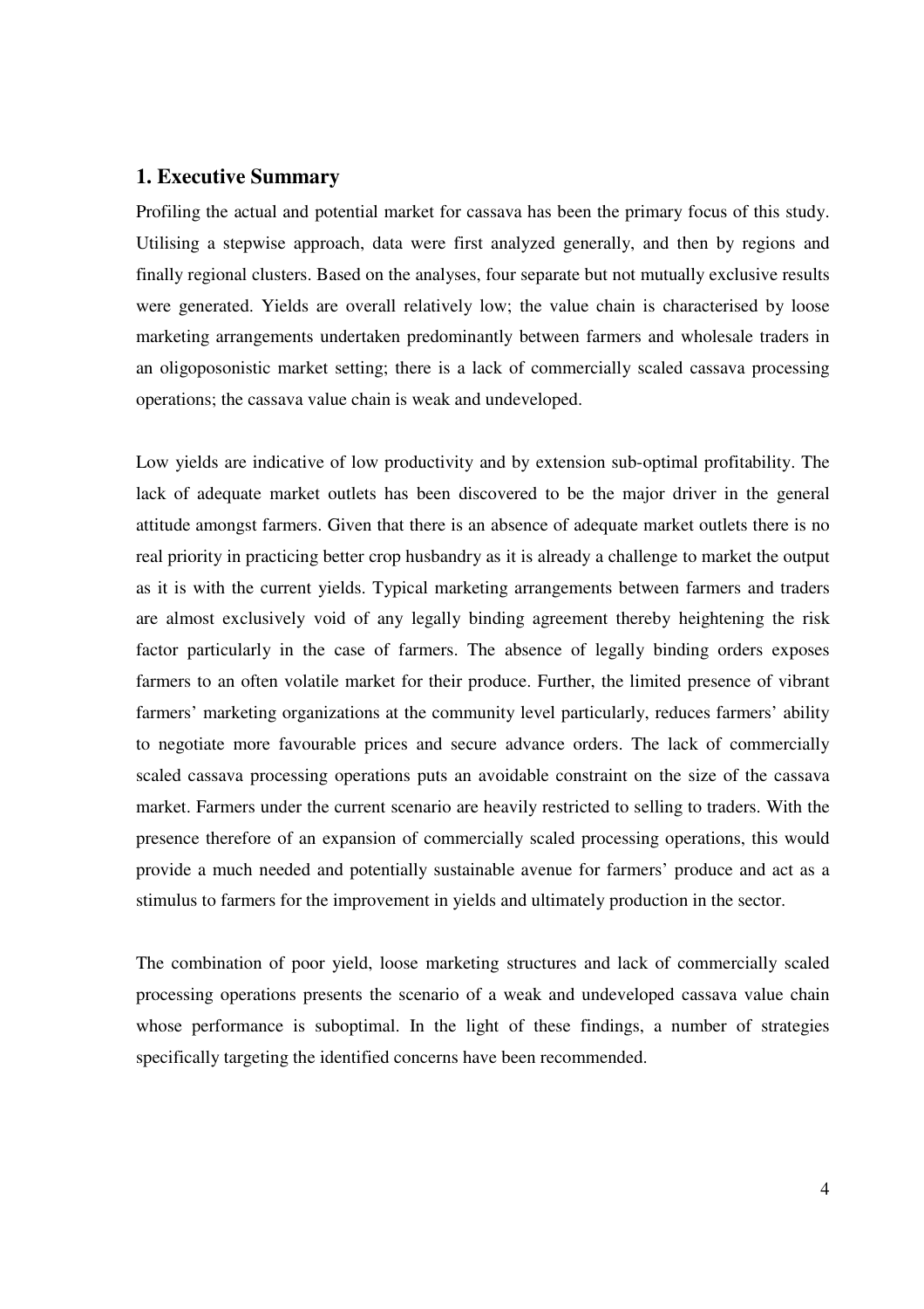## 1. Executive Summary

Profiling the actual and potential market for cassava has been the primary focus of this study. Utilising a stepwise approach, data were first analyzed generally, and then by regions and finally regional clusters. Based on the analyses, four separate but not mutually exclusive results were generated. Yields are overall relatively low; the value chain is characterised by loose marketing arrangements undertaken predominantly between farmers and wholesale traders in an oligoposonistic market setting; there is a lack of commercially scaled cassava processing operations; the cassava value chain is weak and undeveloped.

Low yields are indicative of low productivity and by extension sub-optimal profitability. The lack of adequate market outlets has been discovered to be the major driver in the general attitude amongst farmers. Given that there is an absence of adequate market outlets there is no real priority in practicing better crop husbandry as it is already a challenge to market the output as it is with the current yields. Typical marketing arrangements between farmers and traders are almost exclusively void of any legally binding agreement thereby heightening the risk factor particularly in the case of farmers. The absence of legally binding orders exposes farmers to an often volatile market for their produce. Further, the limited presence of vibrant farmers' marketing organizations at the community level particularly, reduces farmers' ability to negotiate more favourable prices and secure advance orders. The lack of commercially scaled cassava processing operations puts an avoidable constraint on the size of the cassava market. Farmers under the current scenario are heavily restricted to selling to traders. With the presence therefore of an expansion of commercially scaled processing operations, this would provide a much needed and potentially sustainable avenue for farmers' produce and act as a stimulus to farmers for the improvement in yields and ultimately production in the sector.

The combination of poor yield, loose marketing structures and lack of commercially scaled processing operations presents the scenario of a weak and undeveloped cassava value chain whose performance is suboptimal. In the light of these findings, a number of strategies specifically targeting the identified concerns have been recommended.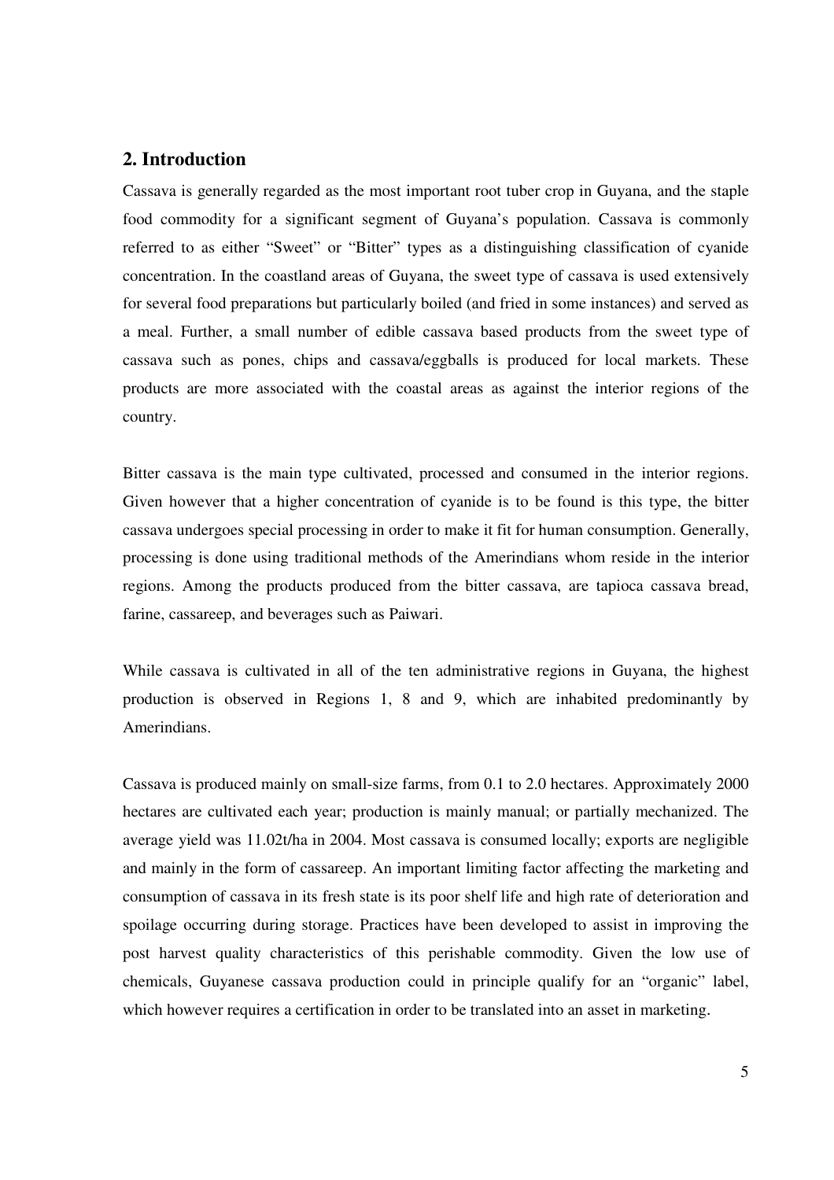## 2. Introduction

Cassava is generally regarded as the most important root tuber crop in Guyana, and the staple food commodity for a significant segment of Guyana's population. Cassava is commonly referred to as either "Sweet" or "Bitter" types as a distinguishing classification of cyanide concentration. In the coastland areas of Guyana, the sweet type of cassava is used extensively for several food preparations but particularly boiled (and fried in some instances) and served as a meal. Further, a small number of edible cassava based products from the sweet type of cassava such as pones, chips and cassava/eggballs is produced for local markets. These products are more associated with the coastal areas as against the interior regions of the country.

Bitter cassava is the main type cultivated, processed and consumed in the interior regions. Given however that a higher concentration of cyanide is to be found is this type, the bitter cassava undergoes special processing in order to make it fit for human consumption. Generally, processing is done using traditional methods of the Amerindians whom reside in the interior regions. Among the products produced from the bitter cassava, are tapioca cassava bread, farine, cassareep, and beverages such as Paiwari.

While cassava is cultivated in all of the ten administrative regions in Guyana, the highest production is observed in Regions 1, 8 and 9, which are inhabited predominantly by Amerindians.

Cassava is produced mainly on small-size farms, from 0.1 to 2.0 hectares. Approximately 2000 hectares are cultivated each year; production is mainly manual; or partially mechanized. The average yield was 11.02t/ha in 2004. Most cassava is consumed locally; exports are negligible and mainly in the form of cassareep. An important limiting factor affecting the marketing and consumption of cassava in its fresh state is its poor shelf life and high rate of deterioration and spoilage occurring during storage. Practices have been developed to assist in improving the post harvest quality characteristics of this perishable commodity. Given the low use of chemicals, Guyanese cassava production could in principle qualify for an "organic" label, which however requires a certification in order to be translated into an asset in marketing.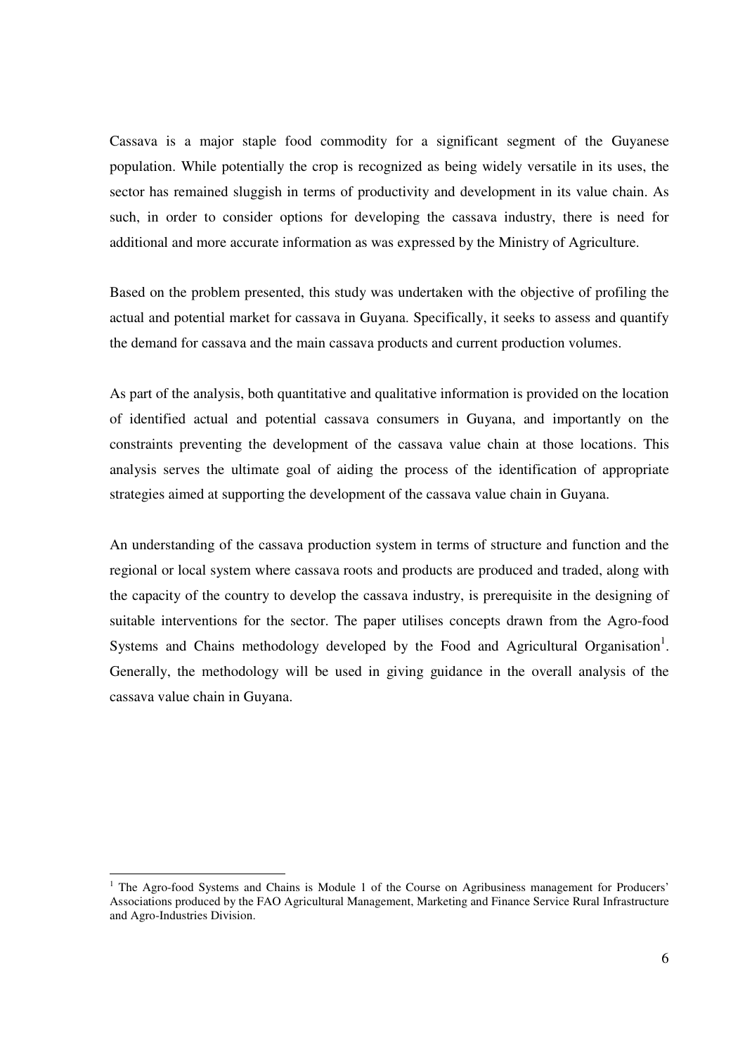Cassava is a major staple food commodity for a significant segment of the Guyanese population. While potentially the crop is recognized as being widely versatile in its uses, the sector has remained sluggish in terms of productivity and development in its value chain. As such, in order to consider options for developing the cassava industry, there is need for additional and more accurate information as was expressed by the Ministry of Agriculture.

Based on the problem presented, this study was undertaken with the objective of profiling the actual and potential market for cassava in Guyana. Specifically, it seeks to assess and quantify the demand for cassava and the main cassava products and current production volumes.

As part of the analysis, both quantitative and qualitative information is provided on the location of identified actual and potential cassava consumers in Guyana, and importantly on the constraints preventing the development of the cassava value chain at those locations. This analysis serves the ultimate goal of aiding the process of the identification of appropriate strategies aimed at supporting the development of the cassava value chain in Guyana.

An understanding of the cassava production system in terms of structure and function and the regional or local system where cassava roots and products are produced and traded, along with the capacity of the country to develop the cassava industry, is prerequisite in the designing of suitable interventions for the sector. The paper utilises concepts drawn from the Agro-food Systems and Chains methodology developed by the Food and Agricultural Organisation[1]. Generally, the methodology will be used in giving guidance in the overall analysis of the cassava value chain in Guyana.

---

[1] The Agro-food Systems and Chains is Module 1 of the Course on Agribusiness management for Producers' Associations produced by the FAO Agricultural Management, Marketing and Finance Service Rural Infrastructure and Agro-Industries Division.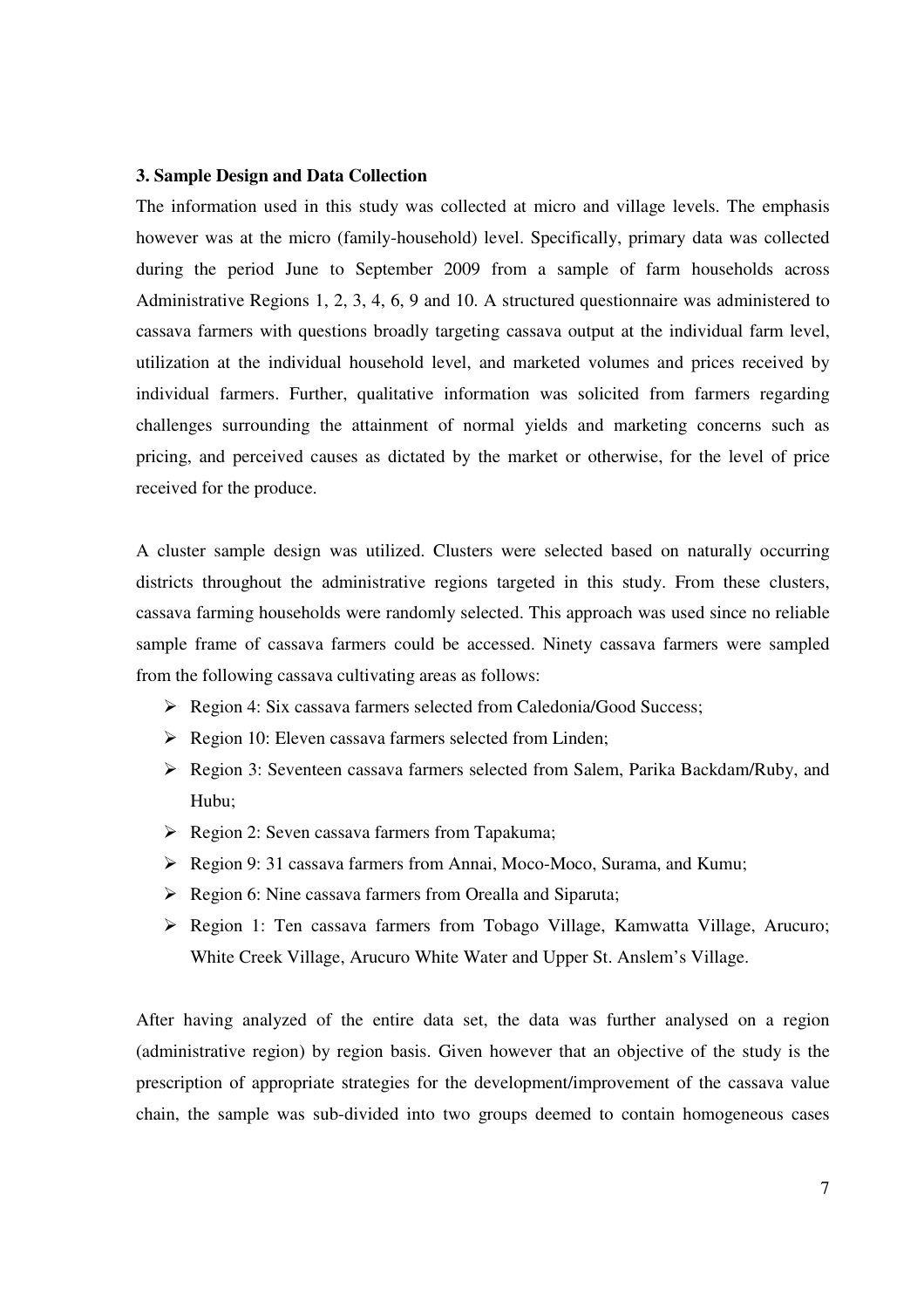### 3. Sample Design and Data Collection

The information used in this study was collected at micro and village levels. The emphasis however was at the micro (family-household) level. Specifically, primary data was collected during the period June to September 2009 from a sample of farm households across Administrative Regions 1, 2, 3, 4, 6, 9 and 10. A structured questionnaire was administered to cassava farmers with questions broadly targeting cassava output at the individual farm level, utilization at the individual household level, and marketed volumes and prices received by individual farmers. Further, qualitative information was solicited from farmers regarding challenges surrounding the attainment of normal yields and marketing concerns such as pricing, and perceived causes as dictated by the market or otherwise, for the level of price received for the produce.

A cluster sample design was utilized. Clusters were selected based on naturally occurring districts throughout the administrative regions targeted in this study. From these clusters, cassava farming households were randomly selected. This approach was used since no reliable sample frame of cassava farmers could be accessed. Ninety cassava farmers were sampled from the following cassava cultivating areas as follows:

- Region 4: Six cassava farmers selected from Caledonia/Good Success;
- Region 10: Eleven cassava farmers selected from Linden;
- Region 3: Seventeen cassava farmers selected from Salem, Parika Backdam/Ruby, and Hubu;
- Region 2: Seven cassava farmers from Tapakuma;
- Region 9: 31 cassava farmers from Annai, Moco-Moco, Surama, and Kumu;
- Region 6: Nine cassava farmers from Orealla and Siparuta;
- Region 1: Ten cassava farmers from Tobago Village, Kamwatta Village, Arucuro; White Creek Village, Arucuro White Water and Upper St. Anslem's Village.

After having analyzed of the entire data set, the data was further analysed on a region (administrative region) by region basis. Given however that an objective of the study is the prescription of appropriate strategies for the development/improvement of the cassava value chain, the sample was sub-divided into two groups deemed to contain homogeneous cases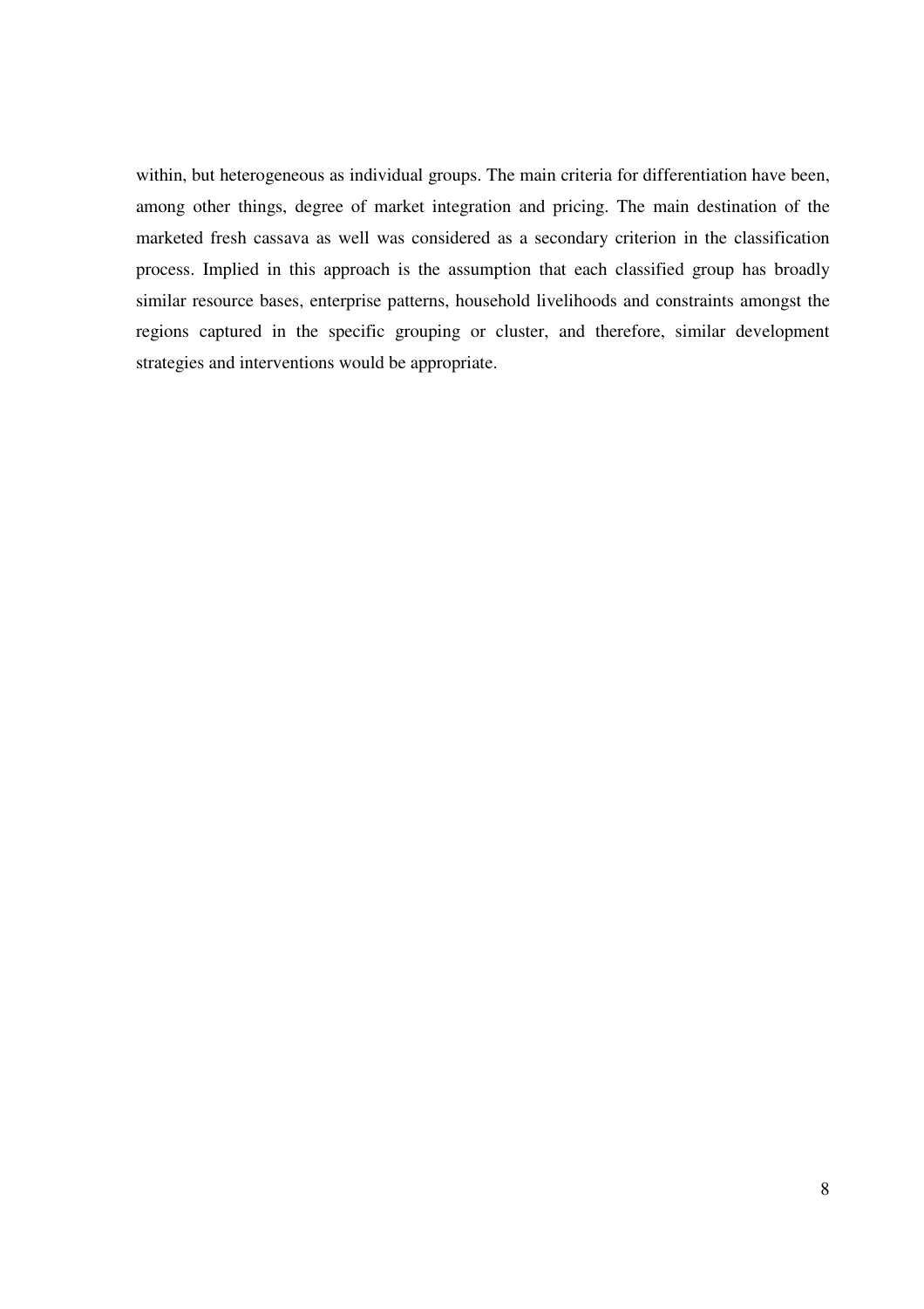within, but heterogeneous as individual groups. The main criteria for differentiation have been, among other things, degree of market integration and pricing. The main destination of the marketed fresh cassava as well was considered as a secondary criterion in the classification process. Implied in this approach is the assumption that each classified group has broadly similar resource bases, enterprise patterns, household livelihoods and constraints amongst the regions captured in the specific grouping or cluster, and therefore, similar development strategies and interventions would be appropriate.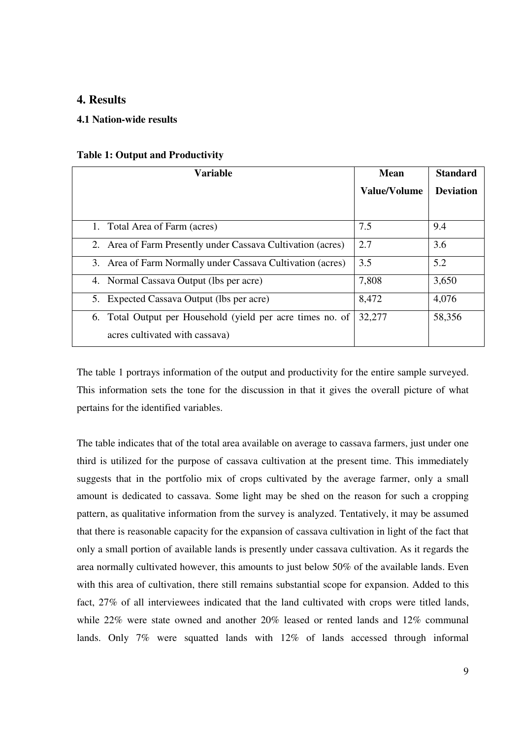## 4. Results

### 4.1 Nation-wide results

**Table 1: Output and Productivity**

| Variable | Mean Value/Volume | Standard Deviation |
|---|---|---|
| 1. Total Area of Farm (acres) | 7.5 | 9.4 |
| 2. Area of Farm Presently under Cassava Cultivation (acres) | 2.7 | 3.6 |
| 3. Area of Farm Normally under Cassava Cultivation (acres) | 3.5 | 5.2 |
| 4. Normal Cassava Output (lbs per acre) | 7,808 | 3,650 |
| 5. Expected Cassava Output (lbs per acre) | 8,472 | 4,076 |
| 6. Total Output per Household (yield per acre times no. of acres cultivated with cassava) | 32,277 | 58,356 |

The table 1 portrays information of the output and productivity for the entire sample surveyed. This information sets the tone for the discussion in that it gives the overall picture of what pertains for the identified variables.

The table indicates that of the total area available on average to cassava farmers, just under one third is utilized for the purpose of cassava cultivation at the present time. This immediately suggests that in the portfolio mix of crops cultivated by the average farmer, only a small amount is dedicated to cassava. Some light may be shed on the reason for such a cropping pattern, as qualitative information from the survey is analyzed. Tentatively, it may be assumed that there is reasonable capacity for the expansion of cassava cultivation in light of the fact that only a small portion of available lands is presently under cassava cultivation. As it regards the area normally cultivated however, this amounts to just below 50% of the available lands. Even with this area of cultivation, there still remains substantial scope for expansion. Added to this fact, 27% of all interviewees indicated that the land cultivated with crops were titled lands, while 22% were state owned and another 20% leased or rented lands and 12% communal lands. Only 7% were squatted lands with 12% of lands accessed through informal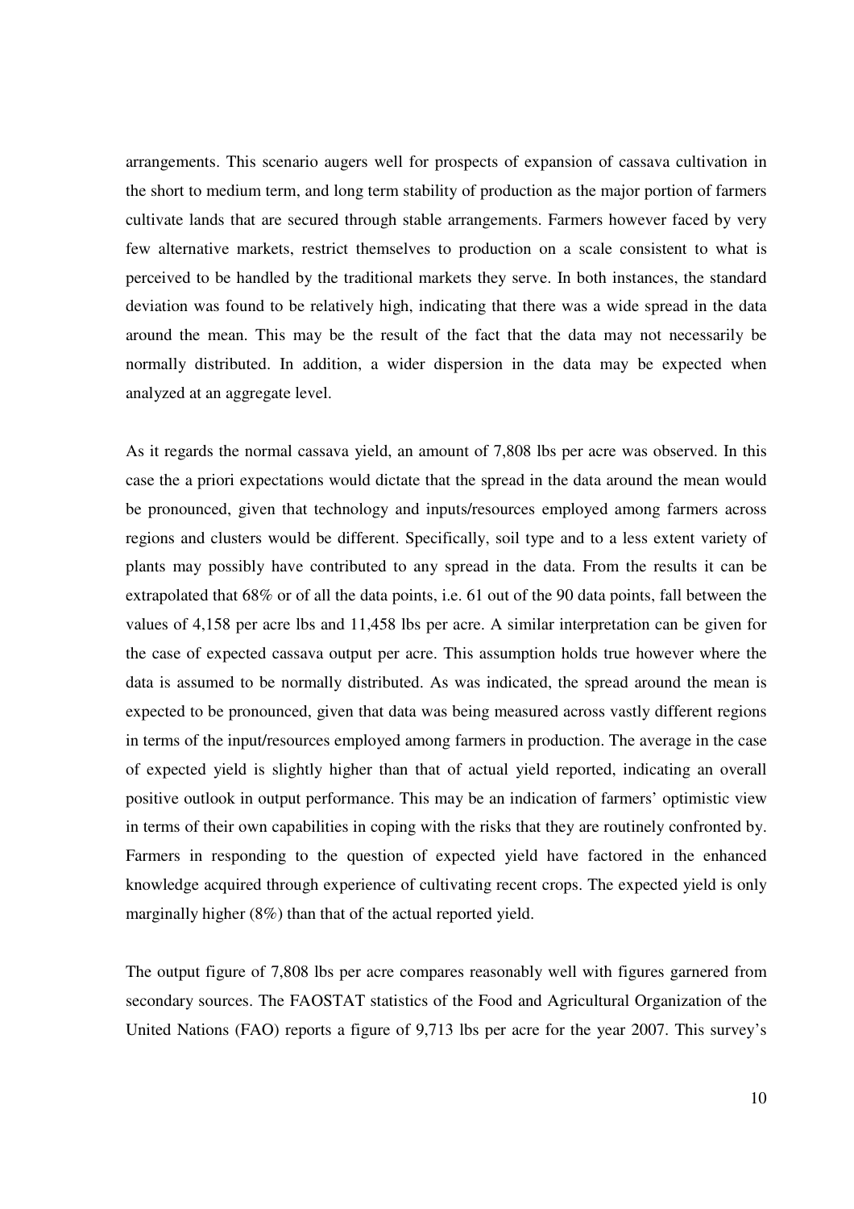arrangements. This scenario augers well for prospects of expansion of cassava cultivation in the short to medium term, and long term stability of production as the major portion of farmers cultivate lands that are secured through stable arrangements. Farmers however faced by very few alternative markets, restrict themselves to production on a scale consistent to what is perceived to be handled by the traditional markets they serve. In both instances, the standard deviation was found to be relatively high, indicating that there was a wide spread in the data around the mean. This may be the result of the fact that the data may not necessarily be normally distributed. In addition, a wider dispersion in the data may be expected when analyzed at an aggregate level.

As it regards the normal cassava yield, an amount of 7,808 lbs per acre was observed. In this case the a priori expectations would dictate that the spread in the data around the mean would be pronounced, given that technology and inputs/resources employed among farmers across regions and clusters would be different. Specifically, soil type and to a less extent variety of plants may possibly have contributed to any spread in the data. From the results it can be extrapolated that 68% or of all the data points, i.e. 61 out of the 90 data points, fall between the values of 4,158 per acre lbs and 11,458 lbs per acre. A similar interpretation can be given for the case of expected cassava output per acre. This assumption holds true however where the data is assumed to be normally distributed. As was indicated, the spread around the mean is expected to be pronounced, given that data was being measured across vastly different regions in terms of the input/resources employed among farmers in production. The average in the case of expected yield is slightly higher than that of actual yield reported, indicating an overall positive outlook in output performance. This may be an indication of farmers' optimistic view in terms of their own capabilities in coping with the risks that they are routinely confronted by. Farmers in responding to the question of expected yield have factored in the enhanced knowledge acquired through experience of cultivating recent crops. The expected yield is only marginally higher (8%) than that of the actual reported yield.

The output figure of 7,808 lbs per acre compares reasonably well with figures garnered from secondary sources. The FAOSTAT statistics of the Food and Agricultural Organization of the United Nations (FAO) reports a figure of 9,713 lbs per acre for the year 2007. This survey's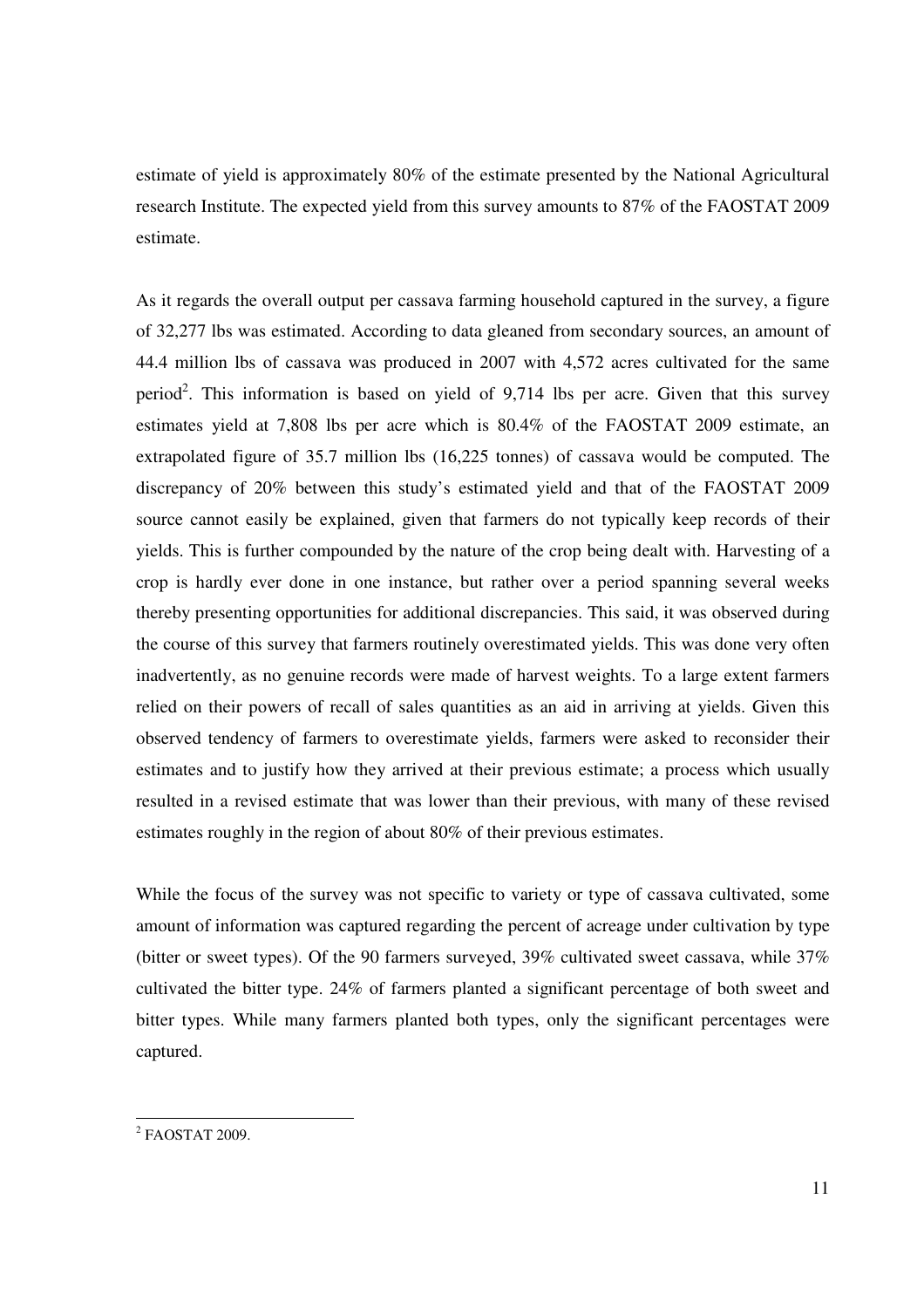estimate of yield is approximately 80% of the estimate presented by the National Agricultural research Institute. The expected yield from this survey amounts to 87% of the FAOSTAT 2009 estimate.

As it regards the overall output per cassava farming household captured in the survey, a figure of 32,277 lbs was estimated. According to data gleaned from secondary sources, an amount of 44.4 million lbs of cassava was produced in 2007 with 4,572 acres cultivated for the same period[2]. This information is based on yield of 9,714 lbs per acre. Given that this survey estimates yield at 7,808 lbs per acre which is 80.4% of the FAOSTAT 2009 estimate, an extrapolated figure of 35.7 million lbs (16,225 tonnes) of cassava would be computed. The discrepancy of 20% between this study's estimated yield and that of the FAOSTAT 2009 source cannot easily be explained, given that farmers do not typically keep records of their yields. This is further compounded by the nature of the crop being dealt with. Harvesting of a crop is hardly ever done in one instance, but rather over a period spanning several weeks thereby presenting opportunities for additional discrepancies. This said, it was observed during the course of this survey that farmers routinely overestimated yields. This was done very often inadvertently, as no genuine records were made of harvest weights. To a large extent farmers relied on their powers of recall of sales quantities as an aid in arriving at yields. Given this observed tendency of farmers to overestimate yields, farmers were asked to reconsider their estimates and to justify how they arrived at their previous estimate; a process which usually resulted in a revised estimate that was lower than their previous, with many of these revised estimates roughly in the region of about 80% of their previous estimates.

While the focus of the survey was not specific to variety or type of cassava cultivated, some amount of information was captured regarding the percent of acreage under cultivation by type (bitter or sweet types). Of the 90 farmers surveyed, 39% cultivated sweet cassava, while 37% cultivated the bitter type. 24% of farmers planted a significant percentage of both sweet and bitter types. While many farmers planted both types, only the significant percentages were captured.

[2] FAOSTAT 2009.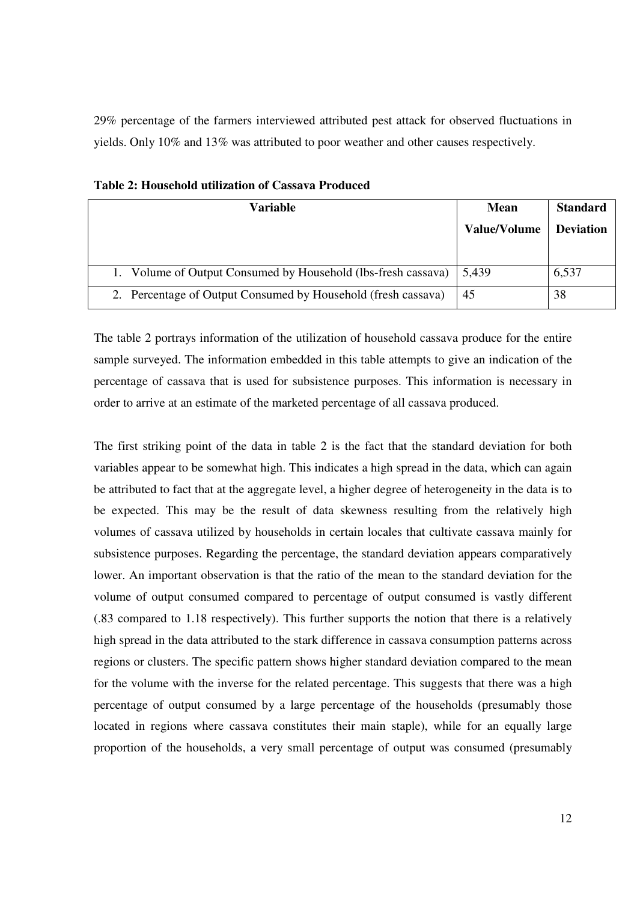29% percentage of the farmers interviewed attributed pest attack for observed fluctuations in yields. Only 10% and 13% was attributed to poor weather and other causes respectively.

**Table 2: Household utilization of Cassava Produced**

| Variable | Mean Value/Volume | Standard Deviation |
|---|---|---|
| 1. Volume of Output Consumed by Household (lbs-fresh cassava) | 5,439 | 6,537 |
| 2. Percentage of Output Consumed by Household (fresh cassava) | 45 | 38 |

The table 2 portrays information of the utilization of household cassava produce for the entire sample surveyed. The information embedded in this table attempts to give an indication of the percentage of cassava that is used for subsistence purposes. This information is necessary in order to arrive at an estimate of the marketed percentage of all cassava produced.

The first striking point of the data in table 2 is the fact that the standard deviation for both variables appear to be somewhat high. This indicates a high spread in the data, which can again be attributed to fact that at the aggregate level, a higher degree of heterogeneity in the data is to be expected. This may be the result of data skewness resulting from the relatively high volumes of cassava utilized by households in certain locales that cultivate cassava mainly for subsistence purposes. Regarding the percentage, the standard deviation appears comparatively lower. An important observation is that the ratio of the mean to the standard deviation for the volume of output consumed compared to percentage of output consumed is vastly different (.83 compared to 1.18 respectively). This further supports the notion that there is a relatively high spread in the data attributed to the stark difference in cassava consumption patterns across regions or clusters. The specific pattern shows higher standard deviation compared to the mean for the volume with the inverse for the related percentage. This suggests that there was a high percentage of output consumed by a large percentage of the households (presumably those located in regions where cassava constitutes their main staple), while for an equally large proportion of the households, a very small percentage of output was consumed (presumably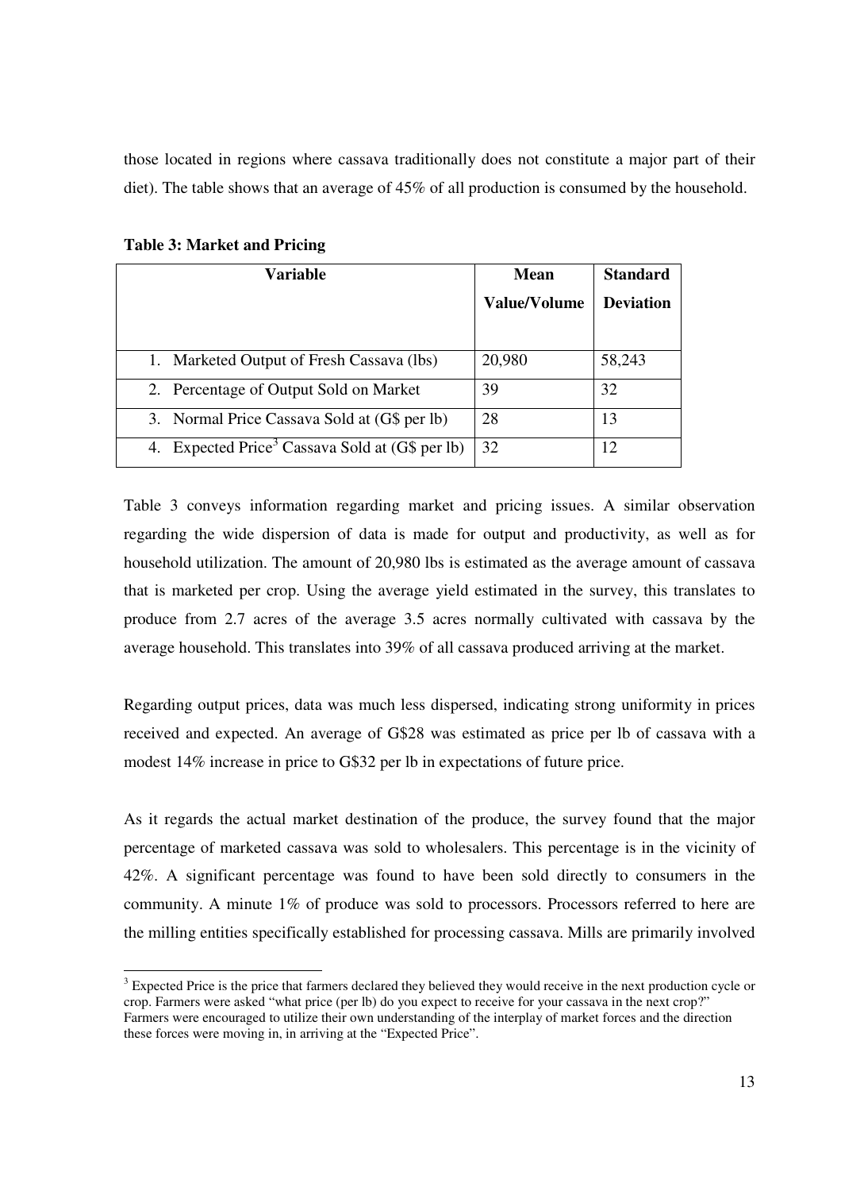those located in regions where cassava traditionally does not constitute a major part of their diet). The table shows that an average of 45% of all production is consumed by the household.

**Table 3: Market and Pricing**

| Variable | Mean Value/Volume | Standard Deviation |
|---|---|---|
| 1. Marketed Output of Fresh Cassava (lbs) | 20,980 | 58,243 |
| 2. Percentage of Output Sold on Market | 39 | 32 |
| 3. Normal Price Cassava Sold at (G$ per lb) | 28 | 13 |
| 4. Expected Price[3] Cassava Sold at (G$ per lb) | 32 | 12 |

Table 3 conveys information regarding market and pricing issues. A similar observation regarding the wide dispersion of data is made for output and productivity, as well as for household utilization. The amount of 20,980 lbs is estimated as the average amount of cassava that is marketed per crop. Using the average yield estimated in the survey, this translates to produce from 2.7 acres of the average 3.5 acres normally cultivated with cassava by the average household. This translates into 39% of all cassava produced arriving at the market.

Regarding output prices, data was much less dispersed, indicating strong uniformity in prices received and expected. An average of G$28 was estimated as price per lb of cassava with a modest 14% increase in price to G$32 per lb in expectations of future price.

As it regards the actual market destination of the produce, the survey found that the major percentage of marketed cassava was sold to wholesalers. This percentage is in the vicinity of 42%. A significant percentage was found to have been sold directly to consumers in the community. A minute 1% of produce was sold to processors. Processors referred to here are the milling entities specifically established for processing cassava. Mills are primarily involved

[3] Expected Price is the price that farmers declared they believed they would receive in the next production cycle or crop. Farmers were asked "what price (per lb) do you expect to receive for your cassava in the next crop?" Farmers were encouraged to utilize their own understanding of the interplay of market forces and the direction these forces were moving in, in arriving at the "Expected Price".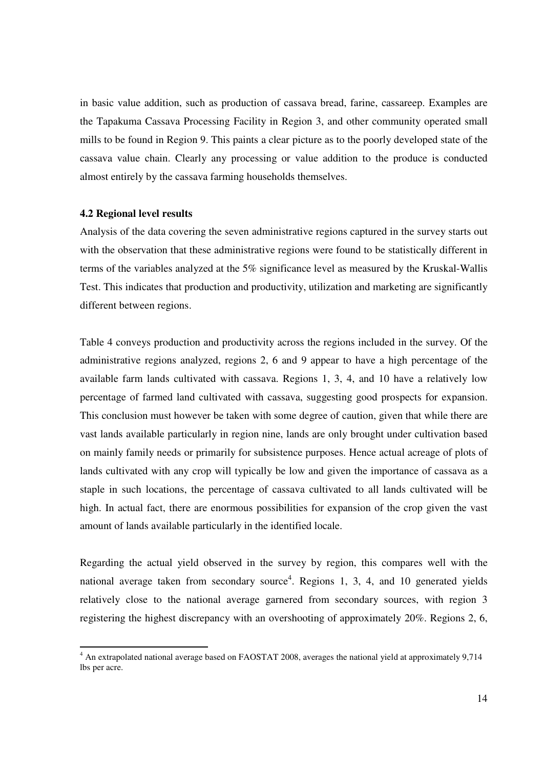in basic value addition, such as production of cassava bread, farine, cassareep. Examples are the Tapakuma Cassava Processing Facility in Region 3, and other community operated small mills to be found in Region 9. This paints a clear picture as to the poorly developed state of the cassava value chain. Clearly any processing or value addition to the produce is conducted almost entirely by the cassava farming households themselves.

**4.2 Regional level results**

Analysis of the data covering the seven administrative regions captured in the survey starts out with the observation that these administrative regions were found to be statistically different in terms of the variables analyzed at the 5% significance level as measured by the Kruskal-Wallis Test. This indicates that production and productivity, utilization and marketing are significantly different between regions.

Table 4 conveys production and productivity across the regions included in the survey. Of the administrative regions analyzed, regions 2, 6 and 9 appear to have a high percentage of the available farm lands cultivated with cassava. Regions 1, 3, 4, and 10 have a relatively low percentage of farmed land cultivated with cassava, suggesting good prospects for expansion. This conclusion must however be taken with some degree of caution, given that while there are vast lands available particularly in region nine, lands are only brought under cultivation based on mainly family needs or primarily for subsistence purposes. Hence actual acreage of plots of lands cultivated with any crop will typically be low and given the importance of cassava as a staple in such locations, the percentage of cassava cultivated to all lands cultivated will be high. In actual fact, there are enormous possibilities for expansion of the crop given the vast amount of lands available particularly in the identified locale.

Regarding the actual yield observed in the survey by region, this compares well with the national average taken from secondary source[4]. Regions 1, 3, 4, and 10 generated yields relatively close to the national average garnered from secondary sources, with region 3 registering the highest discrepancy with an overshooting of approximately 20%. Regions 2, 6,

[4] An extrapolated national average based on FAOSTAT 2008, averages the national yield at approximately 9,714 lbs per acre.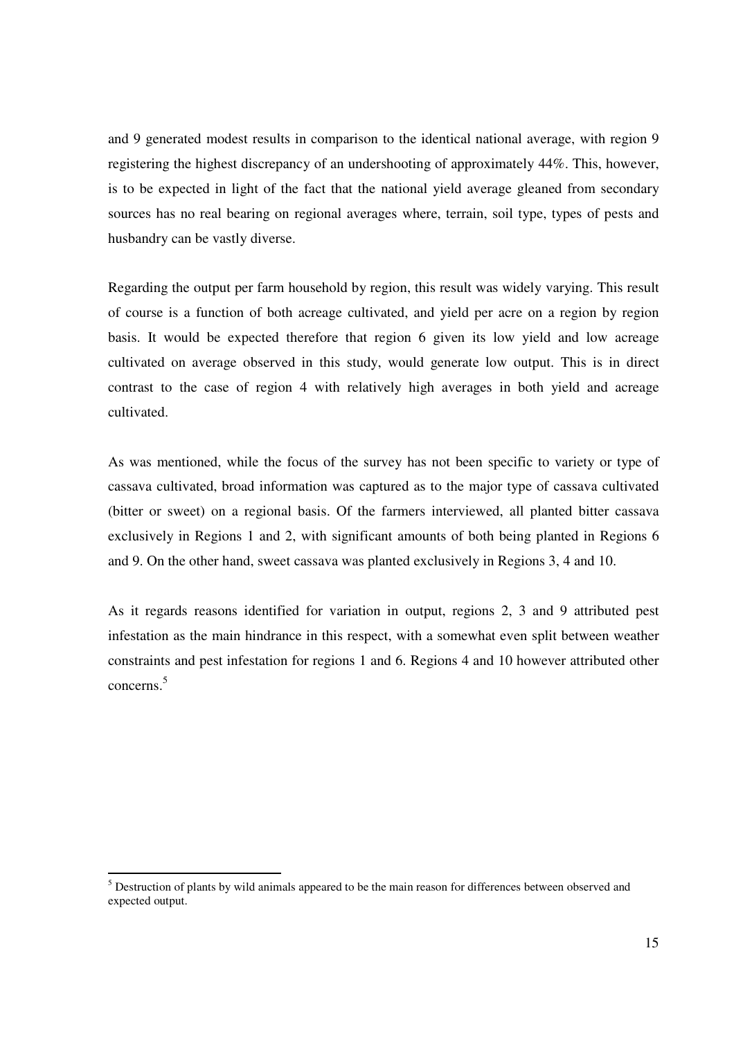and 9 generated modest results in comparison to the identical national average, with region 9 registering the highest discrepancy of an undershooting of approximately 44%. This, however, is to be expected in light of the fact that the national yield average gleaned from secondary sources has no real bearing on regional averages where, terrain, soil type, types of pests and husbandry can be vastly diverse.

Regarding the output per farm household by region, this result was widely varying. This result of course is a function of both acreage cultivated, and yield per acre on a region by region basis. It would be expected therefore that region 6 given its low yield and low acreage cultivated on average observed in this study, would generate low output. This is in direct contrast to the case of region 4 with relatively high averages in both yield and acreage cultivated.

As was mentioned, while the focus of the survey has not been specific to variety or type of cassava cultivated, broad information was captured as to the major type of cassava cultivated (bitter or sweet) on a regional basis. Of the farmers interviewed, all planted bitter cassava exclusively in Regions 1 and 2, with significant amounts of both being planted in Regions 6 and 9. On the other hand, sweet cassava was planted exclusively in Regions 3, 4 and 10.

As it regards reasons identified for variation in output, regions 2, 3 and 9 attributed pest infestation as the main hindrance in this respect, with a somewhat even split between weather constraints and pest infestation for regions 1 and 6. Regions 4 and 10 however attributed other concerns.[5]

[5] Destruction of plants by wild animals appeared to be the main reason for differences between observed and expected output.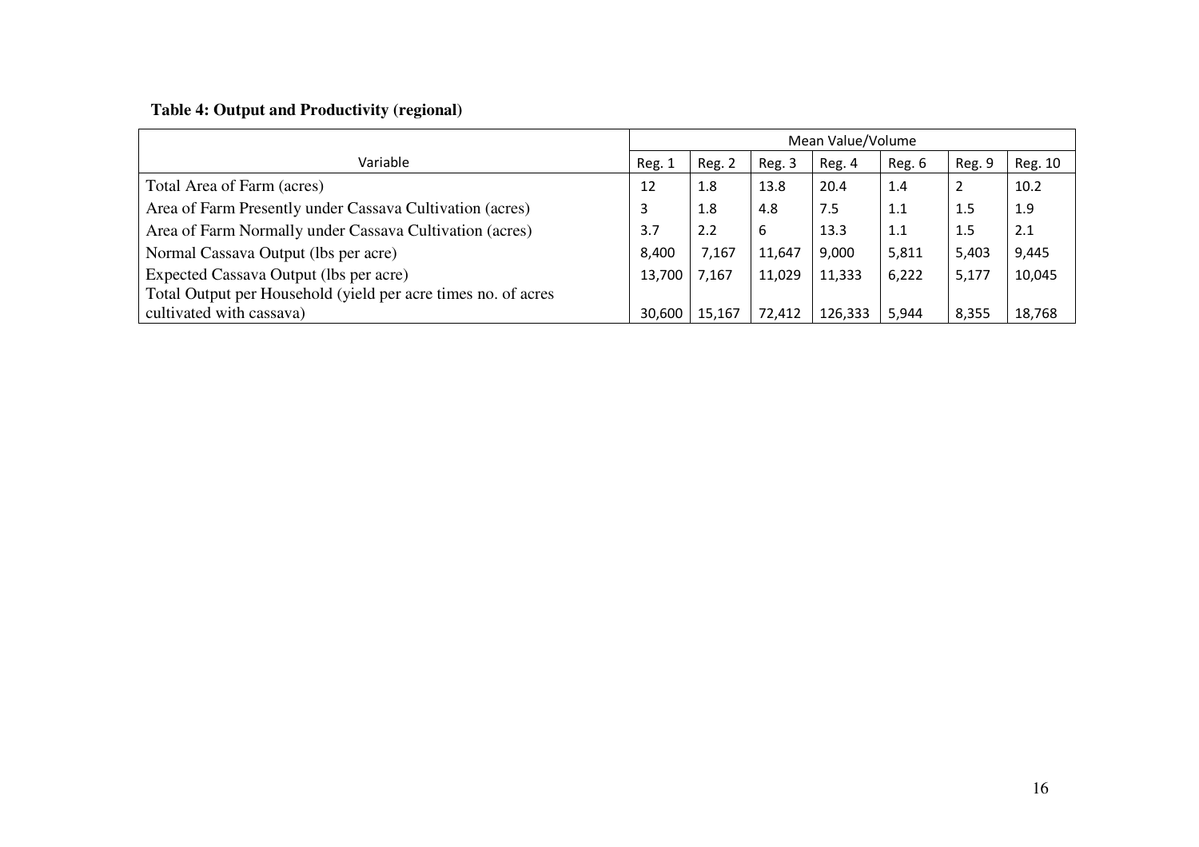**Table 4: Output and Productivity (regional)**

| Variable | Mean Value/Volume | | | | | | |
|---|---|---|---|---|---|---|---|
| | Reg. 1 | Reg. 2 | Reg. 3 | Reg. 4 | Reg. 6 | Reg. 9 | Reg. 10 |
| Total Area of Farm (acres) | 12 | 1.8 | 13.8 | 20.4 | 1.4 | 2 | 10.2 |
| Area of Farm Presently under Cassava Cultivation (acres) | 3 | 1.8 | 4.8 | 7.5 | 1.1 | 1.5 | 1.9 |
| Area of Farm Normally under Cassava Cultivation (acres) | 3.7 | 2.2 | 6 | 13.3 | 1.1 | 1.5 | 2.1 |
| Normal Cassava Output (lbs per acre) | 8,400 | 7,167 | 11,647 | 9,000 | 5,811 | 5,403 | 9,445 |
| Expected Cassava Output (lbs per acre) | 13,700 | 7,167 | 11,029 | 11,333 | 6,222 | 5,177 | 10,045 |
| Total Output per Household (yield per acre times no. of acres cultivated with cassava) | 30,600 | 15,167 | 72,412 | 126,333 | 5,944 | 8,355 | 18,768 |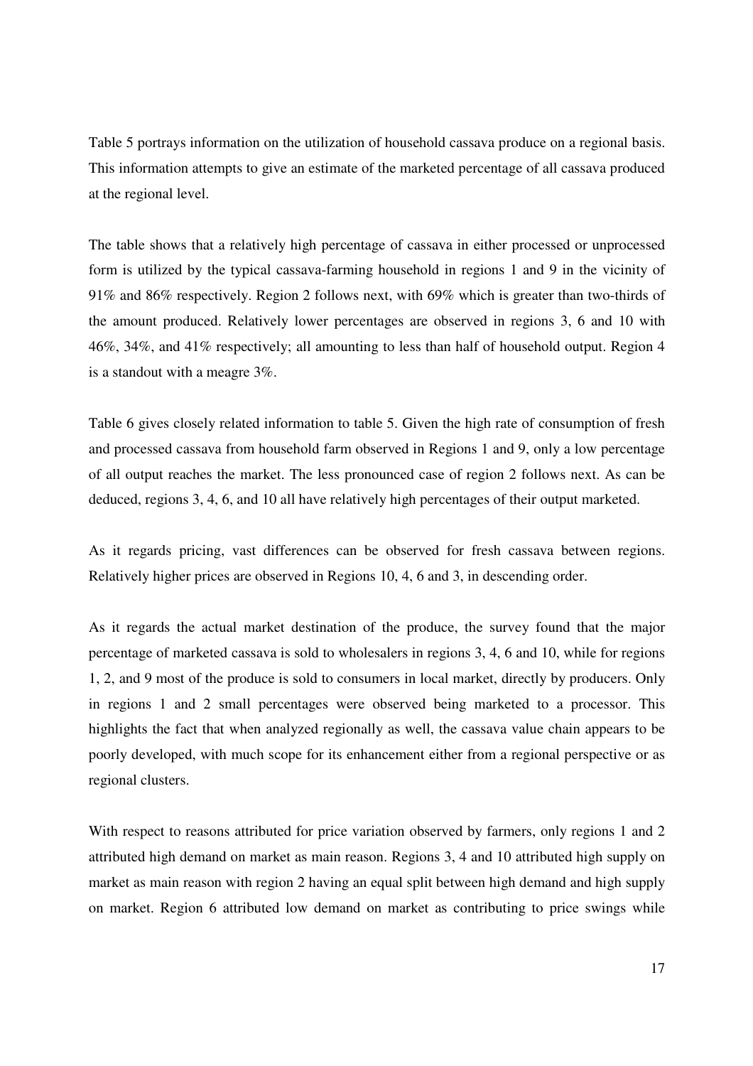Table 5 portrays information on the utilization of household cassava produce on a regional basis. This information attempts to give an estimate of the marketed percentage of all cassava produced at the regional level.

The table shows that a relatively high percentage of cassava in either processed or unprocessed form is utilized by the typical cassava-farming household in regions 1 and 9 in the vicinity of 91% and 86% respectively. Region 2 follows next, with 69% which is greater than two-thirds of the amount produced. Relatively lower percentages are observed in regions 3, 6 and 10 with 46%, 34%, and 41% respectively; all amounting to less than half of household output. Region 4 is a standout with a meagre 3%.

Table 6 gives closely related information to table 5. Given the high rate of consumption of fresh and processed cassava from household farm observed in Regions 1 and 9, only a low percentage of all output reaches the market. The less pronounced case of region 2 follows next. As can be deduced, regions 3, 4, 6, and 10 all have relatively high percentages of their output marketed.

As it regards pricing, vast differences can be observed for fresh cassava between regions. Relatively higher prices are observed in Regions 10, 4, 6 and 3, in descending order.

As it regards the actual market destination of the produce, the survey found that the major percentage of marketed cassava is sold to wholesalers in regions 3, 4, 6 and 10, while for regions 1, 2, and 9 most of the produce is sold to consumers in local market, directly by producers. Only in regions 1 and 2 small percentages were observed being marketed to a processor. This highlights the fact that when analyzed regionally as well, the cassava value chain appears to be poorly developed, with much scope for its enhancement either from a regional perspective or as regional clusters.

With respect to reasons attributed for price variation observed by farmers, only regions 1 and 2 attributed high demand on market as main reason. Regions 3, 4 and 10 attributed high supply on market as main reason with region 2 having an equal split between high demand and high supply on market. Region 6 attributed low demand on market as contributing to price swings while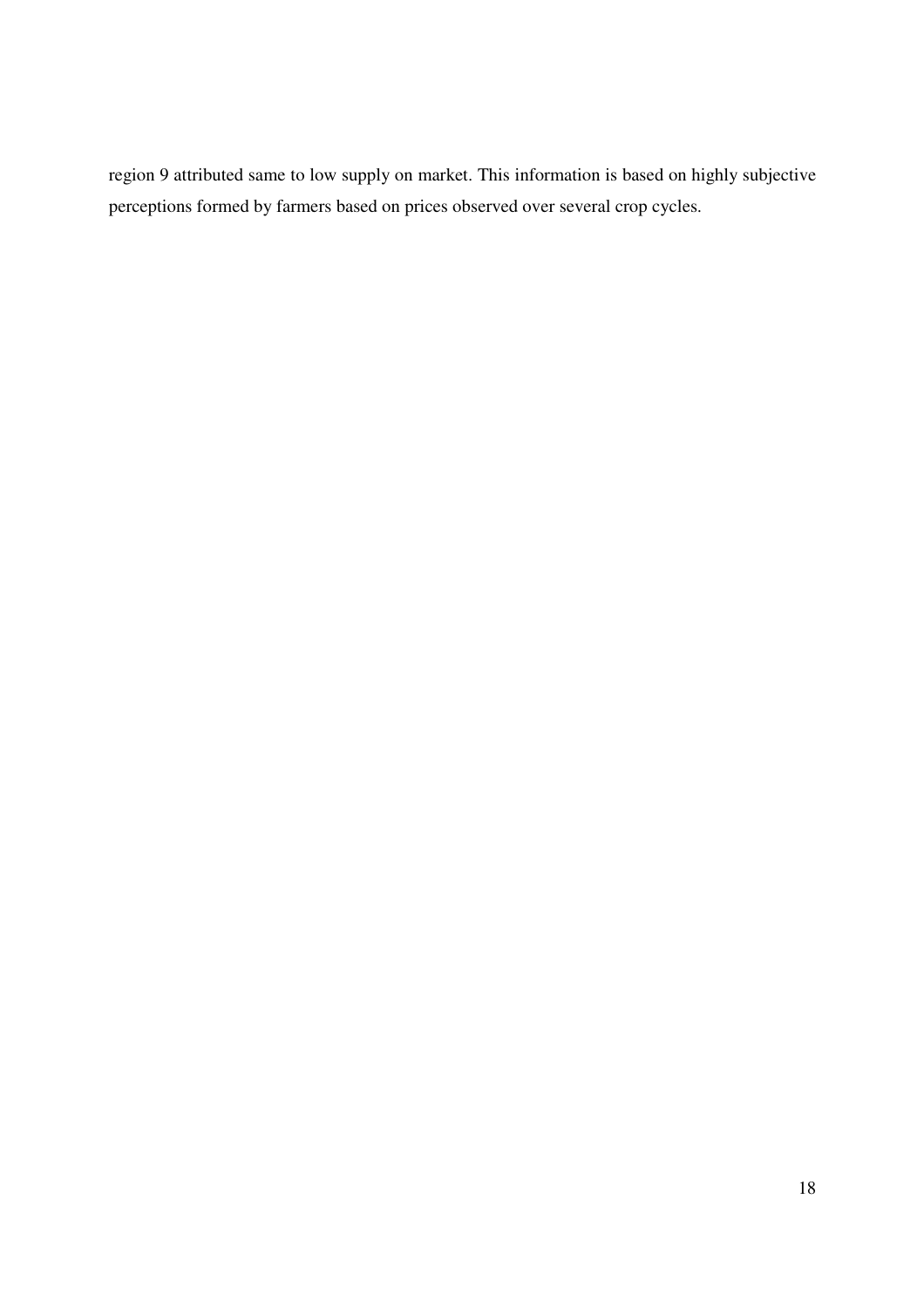region 9 attributed same to low supply on market. This information is based on highly subjective perceptions formed by farmers based on prices observed over several crop cycles.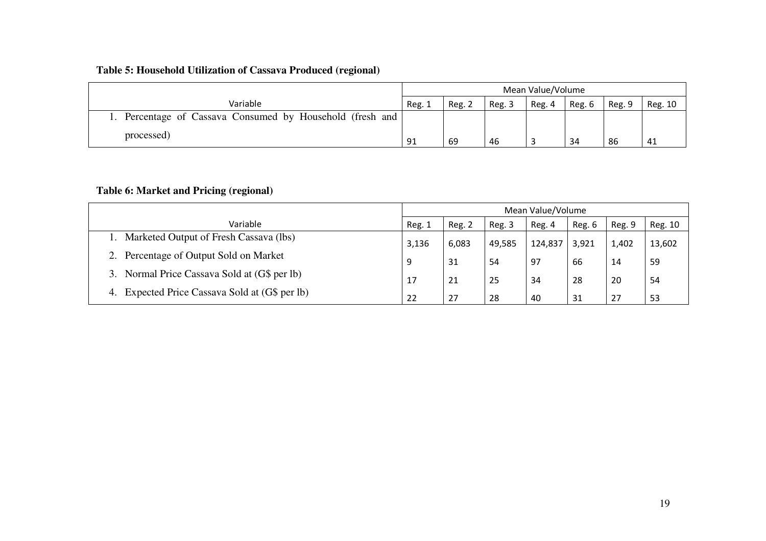**Table 5: Household Utilization of Cassava Produced (regional)**

| Variable | Mean Value/Volume | | | | | | |
|---|---|---|---|---|---|---|---|
| | Reg. 1 | Reg. 2 | Reg. 3 | Reg. 4 | Reg. 6 | Reg. 9 | Reg. 10 |
| 1. Percentage of Cassava Consumed by Household (fresh and processed) | 91 | 69 | 46 | 3 | 34 | 86 | 41 |

**Table 6: Market and Pricing (regional)**

| Variable | Mean Value/Volume | | | | | | |
|---|---|---|---|---|---|---|---|
| | Reg. 1 | Reg. 2 | Reg. 3 | Reg. 4 | Reg. 6 | Reg. 9 | Reg. 10 |
| 1. Marketed Output of Fresh Cassava (lbs) | 3,136 | 6,083 | 49,585 | 124,837 | 3,921 | 1,402 | 13,602 |
| 2. Percentage of Output Sold on Market | 9 | 31 | 54 | 97 | 66 | 14 | 59 |
| 3. Normal Price Cassava Sold at (G$ per lb) | 17 | 21 | 25 | 34 | 28 | 20 | 54 |
| 4. Expected Price Cassava Sold at (G$ per lb) | 22 | 27 | 28 | 40 | 31 | 27 | 53 |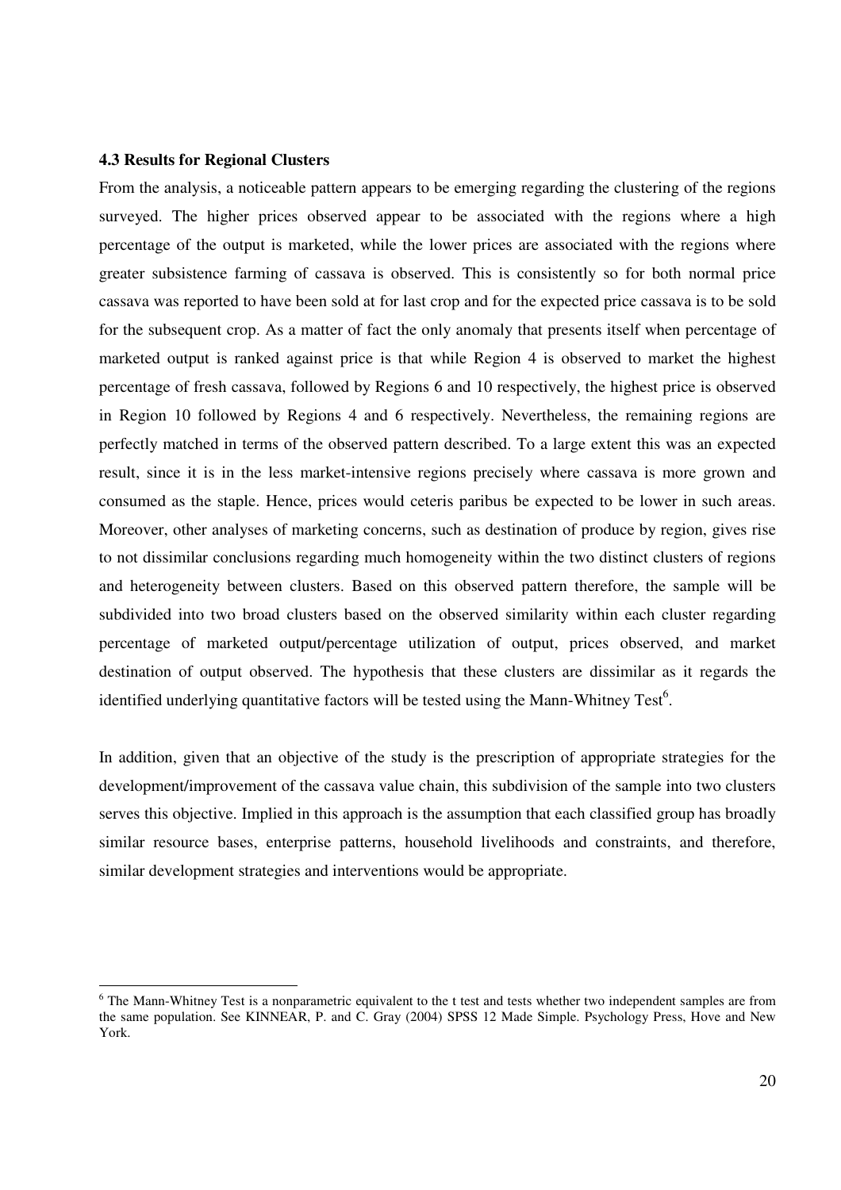### 4.3 Results for Regional Clusters

From the analysis, a noticeable pattern appears to be emerging regarding the clustering of the regions surveyed. The higher prices observed appear to be associated with the regions where a high percentage of the output is marketed, while the lower prices are associated with the regions where greater subsistence farming of cassava is observed. This is consistently so for both normal price cassava was reported to have been sold at for last crop and for the expected price cassava is to be sold for the subsequent crop. As a matter of fact the only anomaly that presents itself when percentage of marketed output is ranked against price is that while Region 4 is observed to market the highest percentage of fresh cassava, followed by Regions 6 and 10 respectively, the highest price is observed in Region 10 followed by Regions 4 and 6 respectively. Nevertheless, the remaining regions are perfectly matched in terms of the observed pattern described. To a large extent this was an expected result, since it is in the less market-intensive regions precisely where cassava is more grown and consumed as the staple. Hence, prices would ceteris paribus be expected to be lower in such areas. Moreover, other analyses of marketing concerns, such as destination of produce by region, gives rise to not dissimilar conclusions regarding much homogeneity within the two distinct clusters of regions and heterogeneity between clusters. Based on this observed pattern therefore, the sample will be subdivided into two broad clusters based on the observed similarity within each cluster regarding percentage of marketed output/percentage utilization of output, prices observed, and market destination of output observed. The hypothesis that these clusters are dissimilar as it regards the identified underlying quantitative factors will be tested using the Mann-Whitney Test[6].

In addition, given that an objective of the study is the prescription of appropriate strategies for the development/improvement of the cassava value chain, this subdivision of the sample into two clusters serves this objective. Implied in this approach is the assumption that each classified group has broadly similar resource bases, enterprise patterns, household livelihoods and constraints, and therefore, similar development strategies and interventions would be appropriate.

---

[6] The Mann-Whitney Test is a nonparametric equivalent to the t test and tests whether two independent samples are from the same population. See KINNEAR, P. and C. Gray (2004) SPSS 12 Made Simple. Psychology Press, Hove and New York.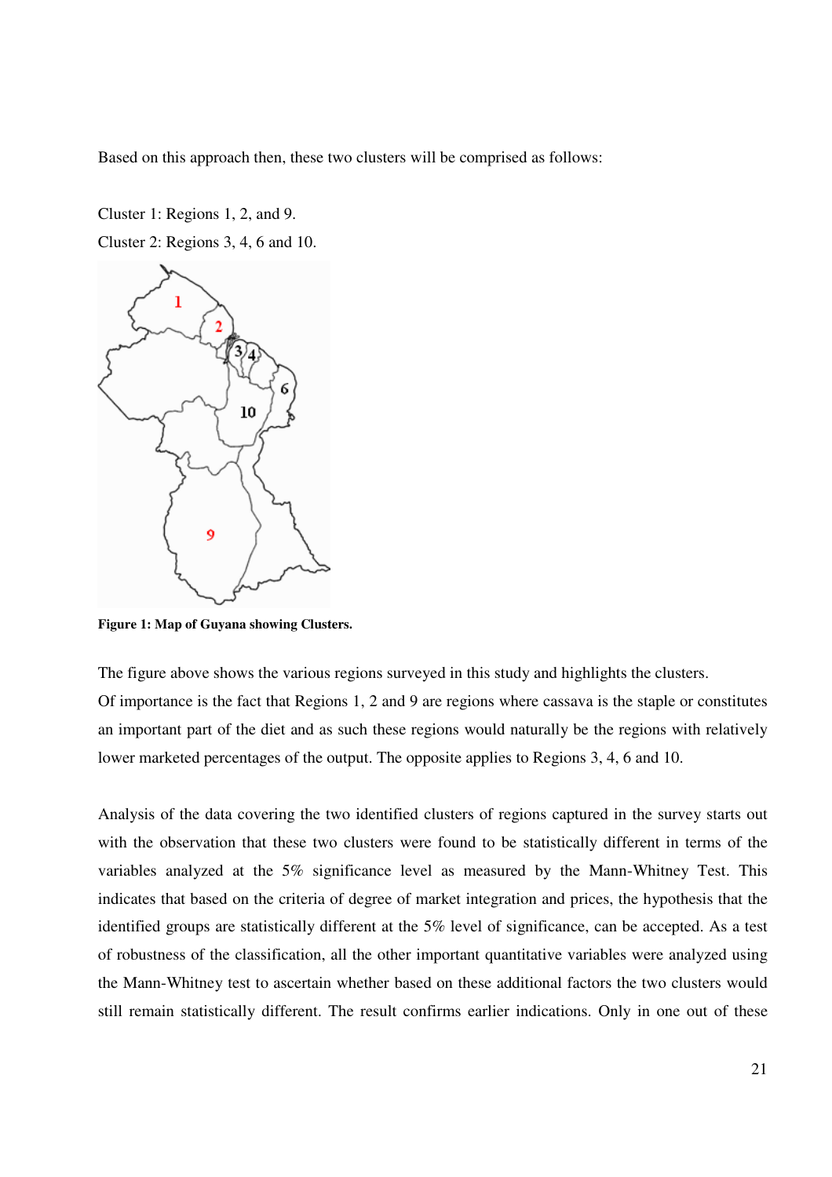Based on this approach then, these two clusters will be comprised as follows:

Cluster 1: Regions 1, 2, and 9.

Cluster 2: Regions 3, 4, 6 and 10.

**Figure 1: Map of Guyana showing Clusters.**

The figure above shows the various regions surveyed in this study and highlights the clusters.
Of importance is the fact that Regions 1, 2 and 9 are regions where cassava is the staple or constitutes an important part of the diet and as such these regions would naturally be the regions with relatively lower marketed percentages of the output. The opposite applies to Regions 3, 4, 6 and 10.

Analysis of the data covering the two identified clusters of regions captured in the survey starts out with the observation that these two clusters were found to be statistically different in terms of the variables analyzed at the 5% significance level as measured by the Mann-Whitney Test. This indicates that based on the criteria of degree of market integration and prices, the hypothesis that the identified groups are statistically different at the 5% level of significance, can be accepted. As a test of robustness of the classification, all the other important quantitative variables were analyzed using the Mann-Whitney test to ascertain whether based on these additional factors the two clusters would still remain statistically different. The result confirms earlier indications. Only in one out of these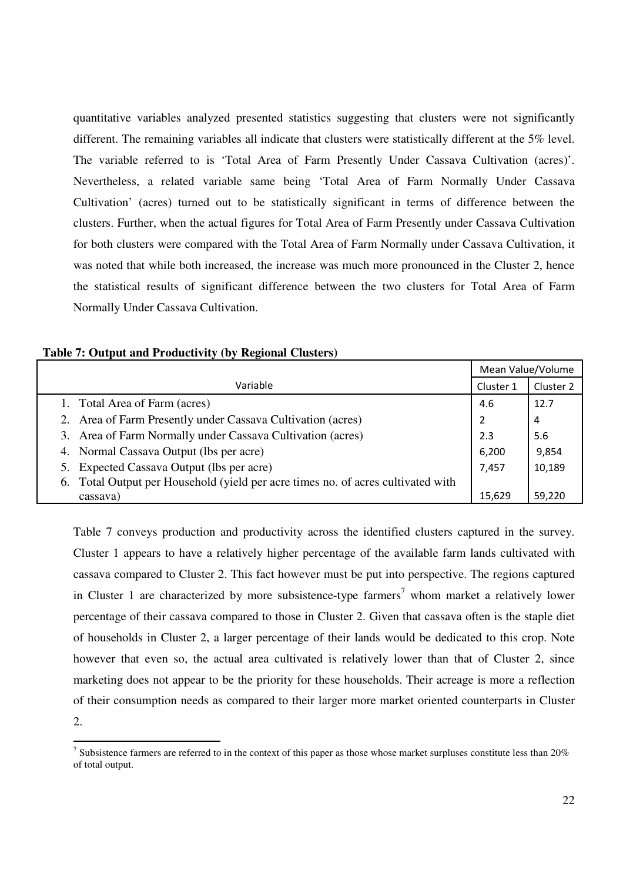quantitative variables analyzed presented statistics suggesting that clusters were not significantly different. The remaining variables all indicate that clusters were statistically different at the 5% level. The variable referred to is 'Total Area of Farm Presently Under Cassava Cultivation (acres)'. Nevertheless, a related variable same being 'Total Area of Farm Normally Under Cassava Cultivation' (acres) turned out to be statistically significant in terms of difference between the clusters. Further, when the actual figures for Total Area of Farm Presently under Cassava Cultivation for both clusters were compared with the Total Area of Farm Normally under Cassava Cultivation, it was noted that while both increased, the increase was much more pronounced in the Cluster 2, hence the statistical results of significant difference between the two clusters for Total Area of Farm Normally Under Cassava Cultivation.

**Table 7: Output and Productivity (by Regional Clusters)**

| Variable | Mean Value/Volume | |
|---|---|---|
| | Cluster 1 | Cluster 2 |
| 1. Total Area of Farm (acres) | 4.6 | 12.7 |
| 2. Area of Farm Presently under Cassava Cultivation (acres) | 2 | 4 |
| 3. Area of Farm Normally under Cassava Cultivation (acres) | 2.3 | 5.6 |
| 4. Normal Cassava Output (lbs per acre) | 6,200 | 9,854 |
| 5. Expected Cassava Output (lbs per acre) | 7,457 | 10,189 |
| 6. Total Output per Household (yield per acre times no. of acres cultivated with cassava) | 15,629 | 59,220 |

Table 7 conveys production and productivity across the identified clusters captured in the survey. Cluster 1 appears to have a relatively higher percentage of the available farm lands cultivated with cassava compared to Cluster 2. This fact however must be put into perspective. The regions captured in Cluster 1 are characterized by more subsistence-type farmers[7] whom market a relatively lower percentage of their cassava compared to those in Cluster 2. Given that cassava often is the staple diet of households in Cluster 2, a larger percentage of their lands would be dedicated to this crop. Note however that even so, the actual area cultivated is relatively lower than that of Cluster 2, since marketing does not appear to be the priority for these households. Their acreage is more a reflection of their consumption needs as compared to their larger more market oriented counterparts in Cluster 2.

[7] Subsistence farmers are referred to in the context of this paper as those whose market surpluses constitute less than 20% of total output.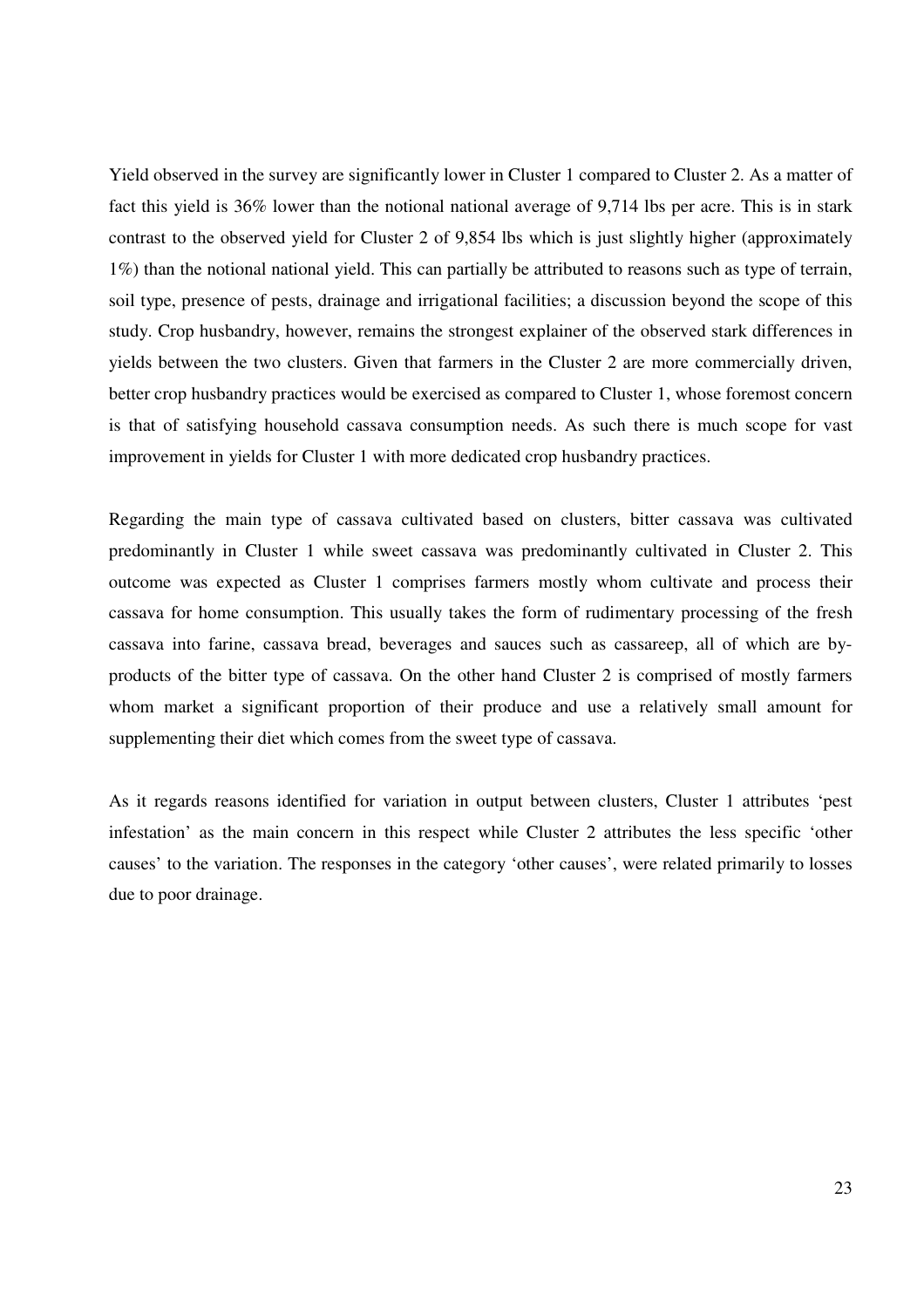Yield observed in the survey are significantly lower in Cluster 1 compared to Cluster 2. As a matter of fact this yield is 36% lower than the notional national average of 9,714 lbs per acre. This is in stark contrast to the observed yield for Cluster 2 of 9,854 lbs which is just slightly higher (approximately 1%) than the notional national yield. This can partially be attributed to reasons such as type of terrain, soil type, presence of pests, drainage and irrigational facilities; a discussion beyond the scope of this study. Crop husbandry, however, remains the strongest explainer of the observed stark differences in yields between the two clusters. Given that farmers in the Cluster 2 are more commercially driven, better crop husbandry practices would be exercised as compared to Cluster 1, whose foremost concern is that of satisfying household cassava consumption needs. As such there is much scope for vast improvement in yields for Cluster 1 with more dedicated crop husbandry practices.

Regarding the main type of cassava cultivated based on clusters, bitter cassava was cultivated predominantly in Cluster 1 while sweet cassava was predominantly cultivated in Cluster 2. This outcome was expected as Cluster 1 comprises farmers mostly whom cultivate and process their cassava for home consumption. This usually takes the form of rudimentary processing of the fresh cassava into farine, cassava bread, beverages and sauces such as cassareep, all of which are by-products of the bitter type of cassava. On the other hand Cluster 2 is comprised of mostly farmers whom market a significant proportion of their produce and use a relatively small amount for supplementing their diet which comes from the sweet type of cassava.

As it regards reasons identified for variation in output between clusters, Cluster 1 attributes 'pest infestation' as the main concern in this respect while Cluster 2 attributes the less specific 'other causes' to the variation. The responses in the category 'other causes', were related primarily to losses due to poor drainage.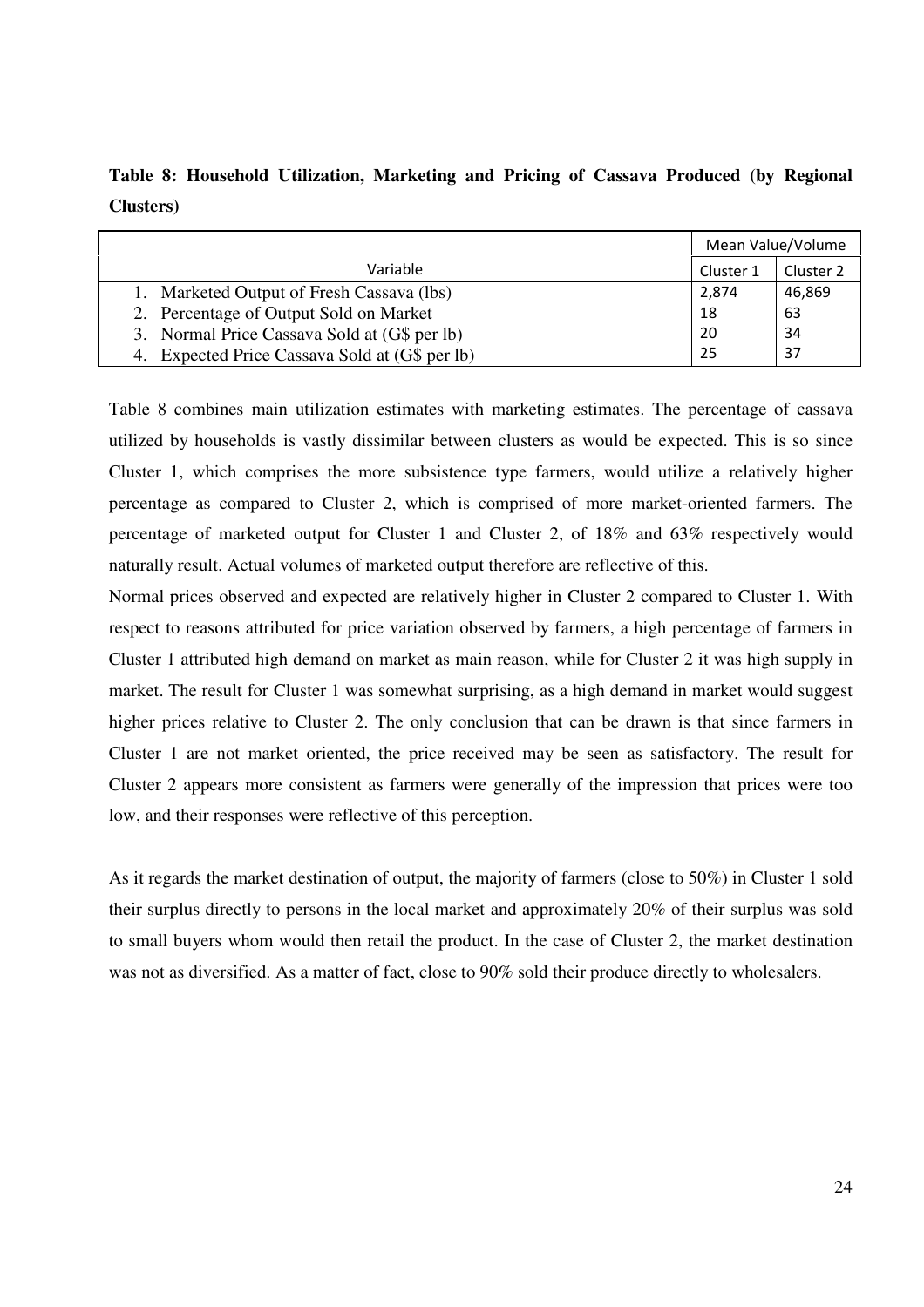**Table 8: Household Utilization, Marketing and Pricing of Cassava Produced (by Regional Clusters)**

| Variable | Mean Value/Volume | |
|---|---|---|
| | Cluster 1 | Cluster 2 |
| 1. Marketed Output of Fresh Cassava (lbs) | 2,874 | 46,869 |
| 2. Percentage of Output Sold on Market | 18 | 63 |
| 3. Normal Price Cassava Sold at (G$ per lb) | 20 | 34 |
| 4. Expected Price Cassava Sold at (G$ per lb) | 25 | 37 |

Table 8 combines main utilization estimates with marketing estimates. The percentage of cassava utilized by households is vastly dissimilar between clusters as would be expected. This is so since Cluster 1, which comprises the more subsistence type farmers, would utilize a relatively higher percentage as compared to Cluster 2, which is comprised of more market-oriented farmers. The percentage of marketed output for Cluster 1 and Cluster 2, of 18% and 63% respectively would naturally result. Actual volumes of marketed output therefore are reflective of this.

Normal prices observed and expected are relatively higher in Cluster 2 compared to Cluster 1. With respect to reasons attributed for price variation observed by farmers, a high percentage of farmers in Cluster 1 attributed high demand on market as main reason, while for Cluster 2 it was high supply in market. The result for Cluster 1 was somewhat surprising, as a high demand in market would suggest higher prices relative to Cluster 2. The only conclusion that can be drawn is that since farmers in Cluster 1 are not market oriented, the price received may be seen as satisfactory. The result for Cluster 2 appears more consistent as farmers were generally of the impression that prices were too low, and their responses were reflective of this perception.

As it regards the market destination of output, the majority of farmers (close to 50%) in Cluster 1 sold their surplus directly to persons in the local market and approximately 20% of their surplus was sold to small buyers whom would then retail the product. In the case of Cluster 2, the market destination was not as diversified. As a matter of fact, close to 90% sold their produce directly to wholesalers.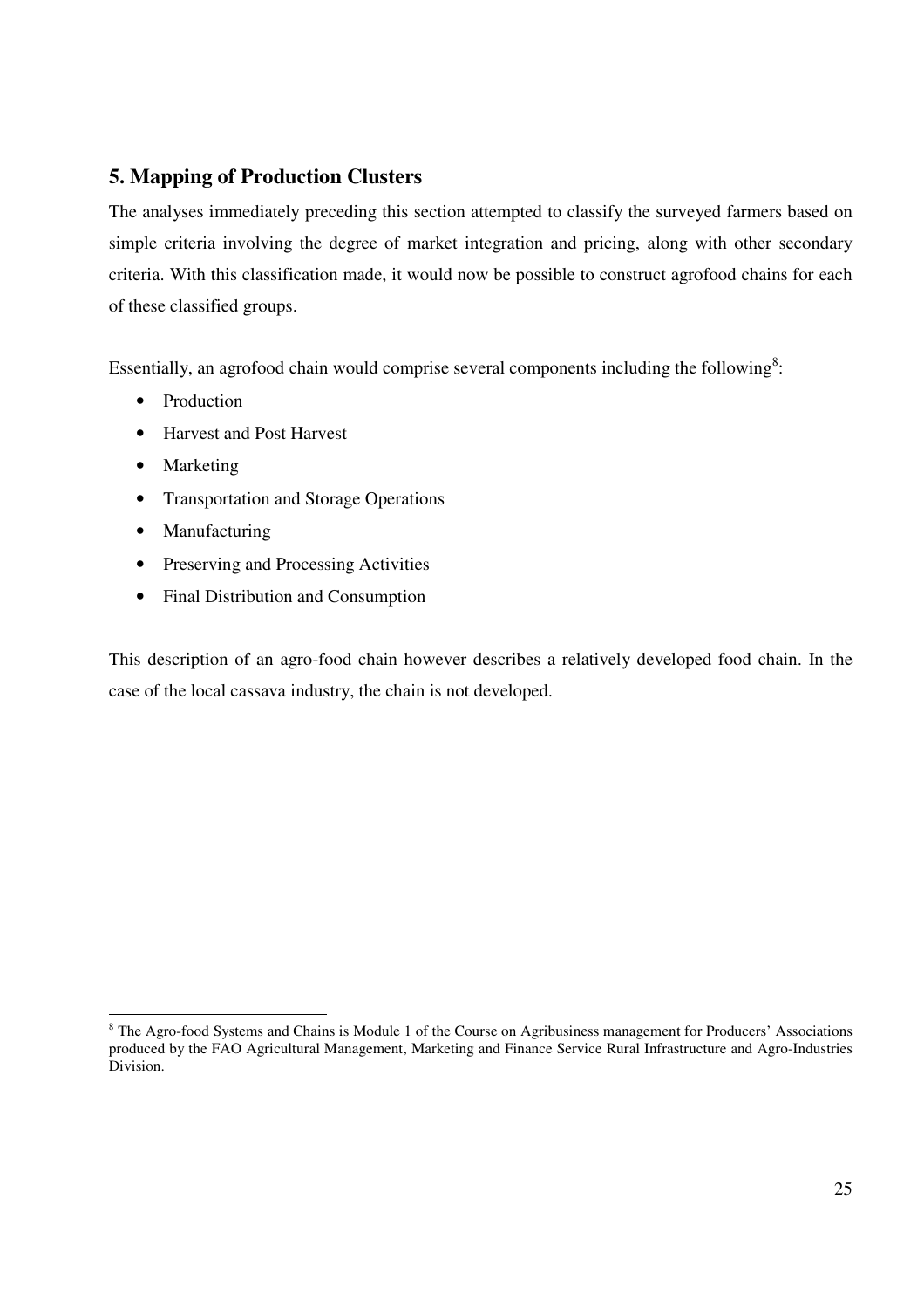## 5. Mapping of Production Clusters

The analyses immediately preceding this section attempted to classify the surveyed farmers based on simple criteria involving the degree of market integration and pricing, along with other secondary criteria. With this classification made, it would now be possible to construct agrofood chains for each of these classified groups.

Essentially, an agrofood chain would comprise several components including the following[8]:

- Production
- Harvest and Post Harvest
- Marketing
- Transportation and Storage Operations
- Manufacturing
- Preserving and Processing Activities
- Final Distribution and Consumption

This description of an agro-food chain however describes a relatively developed food chain. In the case of the local cassava industry, the chain is not developed.

[8] The Agro-food Systems and Chains is Module 1 of the Course on Agribusiness management for Producers' Associations produced by the FAO Agricultural Management, Marketing and Finance Service Rural Infrastructure and Agro-Industries Division.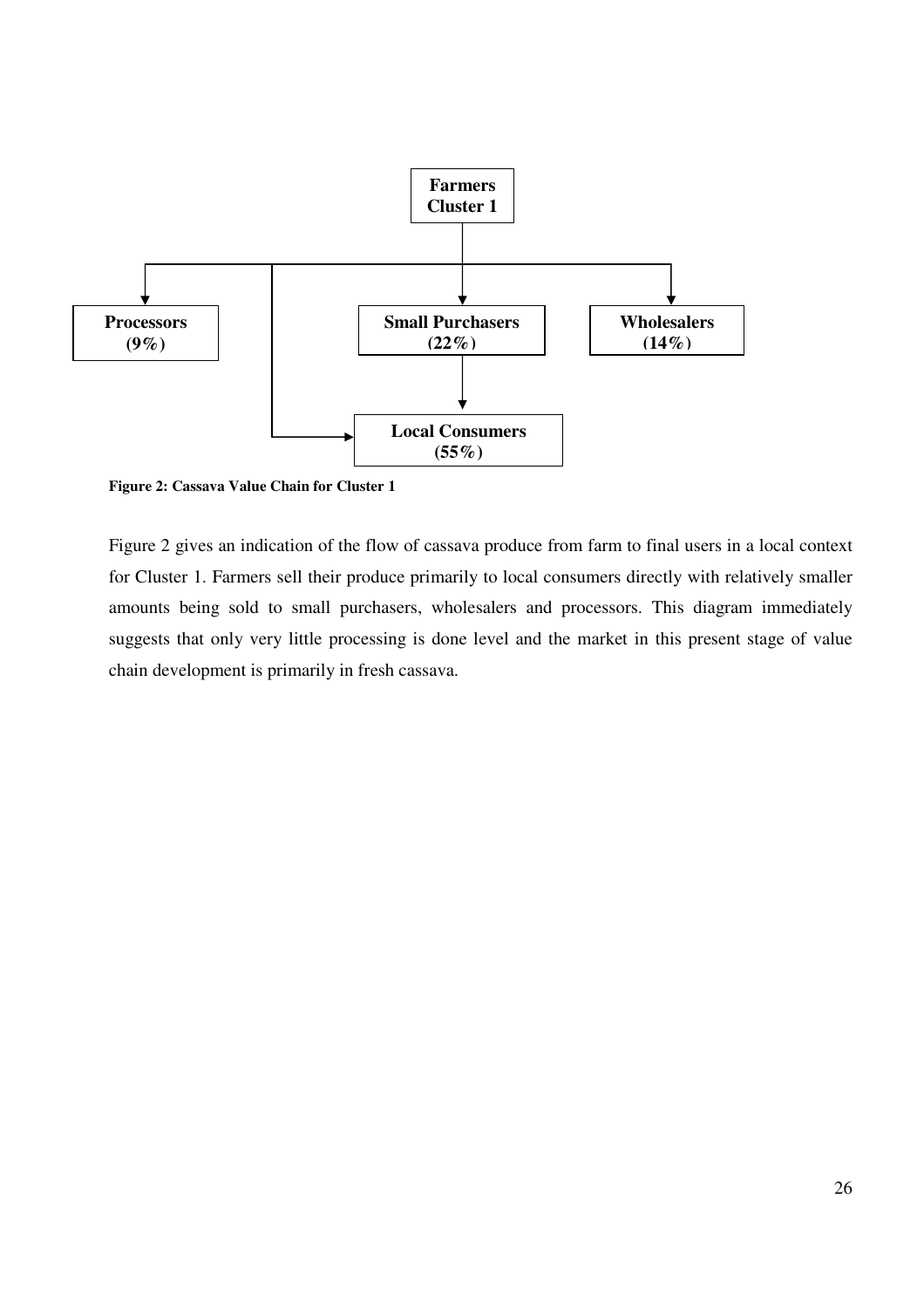Farmers Cluster 1

Processors (9%)

Small Purchasers (22%)

Wholesalers (14%)

Local Consumers (55%)

**Figure 2: Cassava Value Chain for Cluster 1**

Figure 2 gives an indication of the flow of cassava produce from farm to final users in a local context for Cluster 1. Farmers sell their produce primarily to local consumers directly with relatively smaller amounts being sold to small purchasers, wholesalers and processors. This diagram immediately suggests that only very little processing is done level and the market in this present stage of value chain development is primarily in fresh cassava.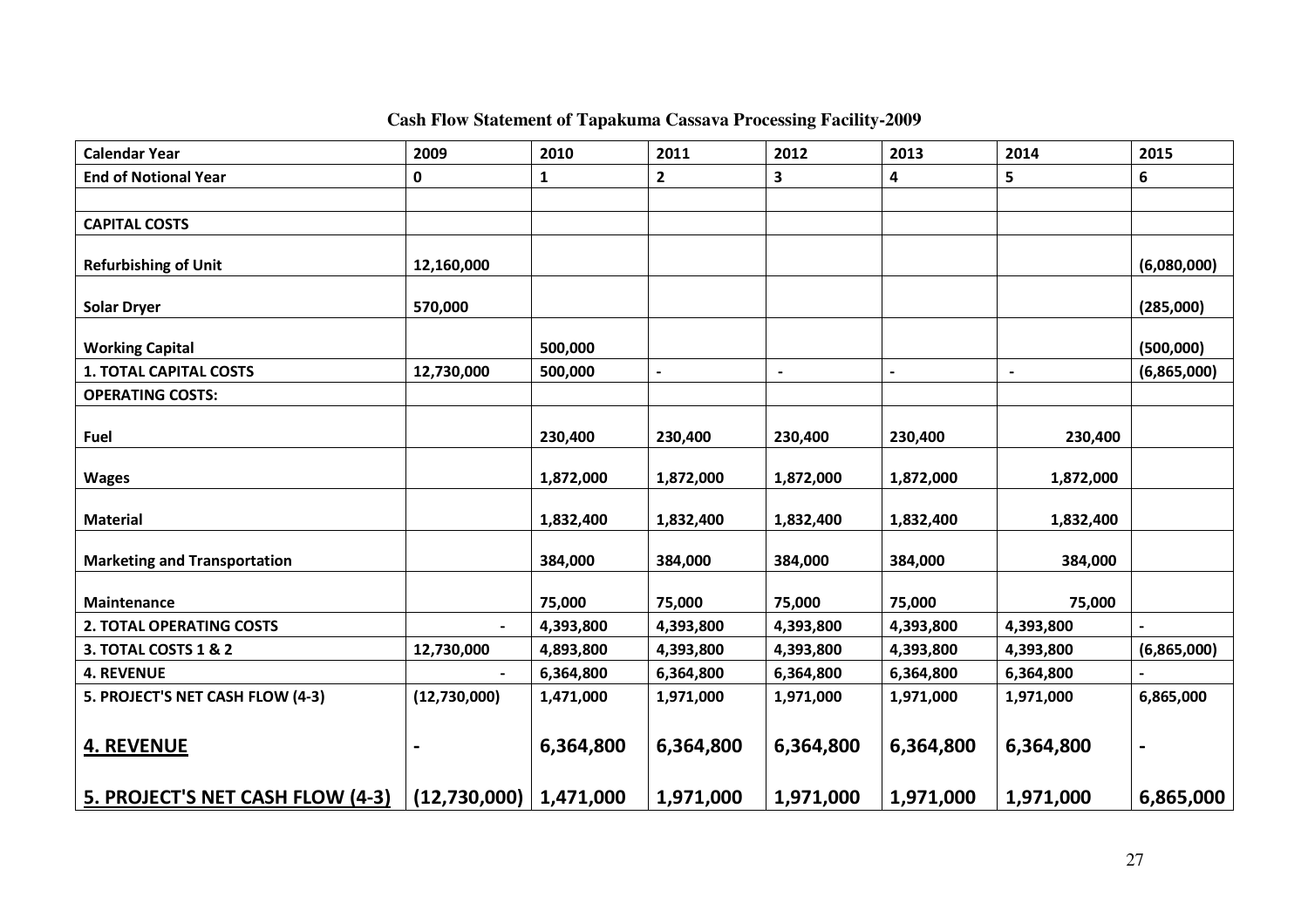**Cash Flow Statement of Tapakuma Cassava Processing Facility-2009**

| Calendar Year | 2009 | 2010 | 2011 | 2012 | 2013 | 2014 | 2015 |
|---|---|---|---|---|---|---|---|
| End of Notional Year | 0 | 1 | 2 | 3 | 4 | 5 | 6 |
| | | | | | | | |
| CAPITAL COSTS | | | | | | | |
| Refurbishing of Unit | 12,160,000 | | | | | | (6,080,000) |
| Solar Dryer | 570,000 | | | | | | (285,000) |
| Working Capital | | 500,000 | | | | | (500,000) |
| 1. TOTAL CAPITAL COSTS | 12,730,000 | 500,000 | - | - | - | - | (6,865,000) |
| OPERATING COSTS: | | | | | | | |
| Fuel | | 230,400 | 230,400 | 230,400 | 230,400 | 230,400 | |
| Wages | | 1,872,000 | 1,872,000 | 1,872,000 | 1,872,000 | 1,872,000 | |
| Material | | 1,832,400 | 1,832,400 | 1,832,400 | 1,832,400 | 1,832,400 | |
| Marketing and Transportation | | 384,000 | 384,000 | 384,000 | 384,000 | 384,000 | |
| Maintenance | | 75,000 | 75,000 | 75,000 | 75,000 | 75,000 | |
| 2. TOTAL OPERATING COSTS | - | 4,393,800 | 4,393,800 | 4,393,800 | 4,393,800 | 4,393,800 | - |
| 3. TOTAL COSTS 1 & 2 | 12,730,000 | 4,893,800 | 4,393,800 | 4,393,800 | 4,393,800 | 4,393,800 | (6,865,000) |
| 4. REVENUE | - | 6,364,800 | 6,364,800 | 6,364,800 | 6,364,800 | 6,364,800 | - |
| 5. PROJECT'S NET CASH FLOW (4-3) | (12,730,000) | 1,471,000 | 1,971,000 | 1,971,000 | 1,971,000 | 1,971,000 | 6,865,000 |
| **4. REVENUE** | **-** | **6,364,800** | **6,364,800** | **6,364,800** | **6,364,800** | **6,364,800** | **-** |
| **5. PROJECT'S NET CASH FLOW (4-3)** | **(12,730,000)** | **1,471,000** | **1,971,000** | **1,971,000** | **1,971,000** | **1,971,000** | **6,865,000** |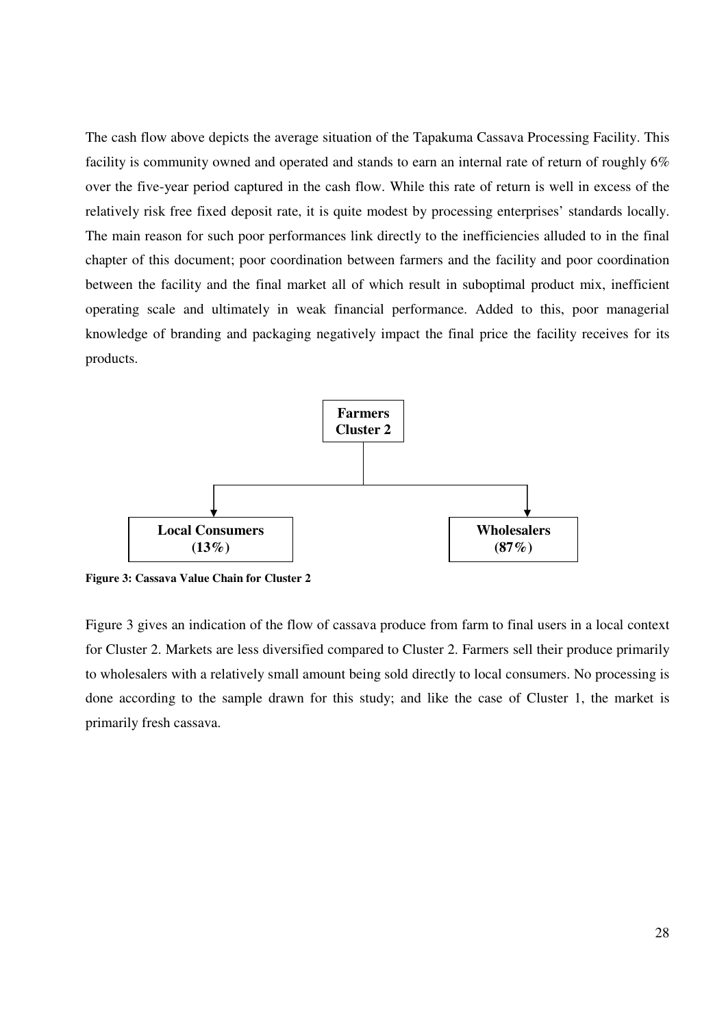The cash flow above depicts the average situation of the Tapakuma Cassava Processing Facility. This facility is community owned and operated and stands to earn an internal rate of return of roughly 6% over the five-year period captured in the cash flow. While this rate of return is well in excess of the relatively risk free fixed deposit rate, it is quite modest by processing enterprises' standards locally. The main reason for such poor performances link directly to the inefficiencies alluded to in the final chapter of this document; poor coordination between farmers and the facility and poor coordination between the facility and the final market all of which result in suboptimal product mix, inefficient operating scale and ultimately in weak financial performance. Added to this, poor managerial knowledge of branding and packaging negatively impact the final price the facility receives for its products.

**Farmers Cluster 2**

**Local Consumers (13%)** | **Wholesalers (87%)**

**Figure 3: Cassava Value Chain for Cluster 2**

Figure 3 gives an indication of the flow of cassava produce from farm to final users in a local context for Cluster 2. Markets are less diversified compared to Cluster 2. Farmers sell their produce primarily to wholesalers with a relatively small amount being sold directly to local consumers. No processing is done according to the sample drawn for this study; and like the case of Cluster 1, the market is primarily fresh cassava.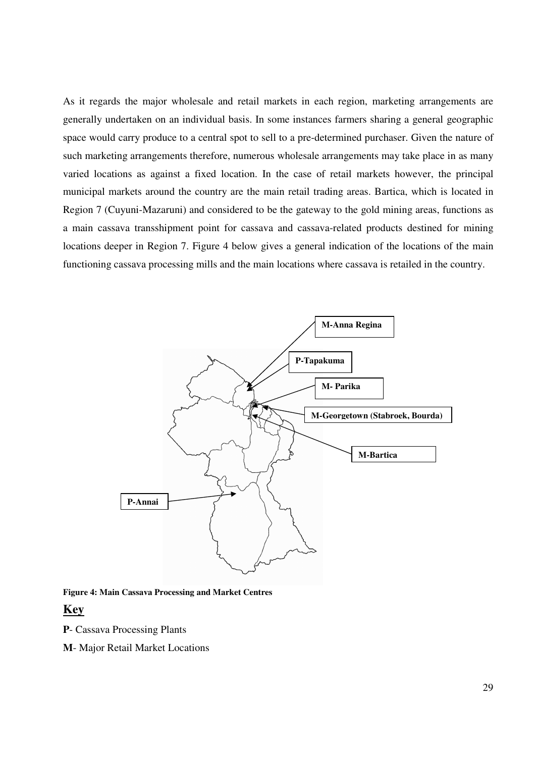As it regards the major wholesale and retail markets in each region, marketing arrangements are generally undertaken on an individual basis. In some instances farmers sharing a general geographic space would carry produce to a central spot to sell to a pre-determined purchaser. Given the nature of such marketing arrangements therefore, numerous wholesale arrangements may take place in as many varied locations as against a fixed location. In the case of retail markets however, the principal municipal markets around the country are the main retail trading areas. Bartica, which is located in Region 7 (Cuyuni-Mazaruni) and considered to be the gateway to the gold mining areas, functions as a main cassava transshipment point for cassava and cassava-related products destined for mining locations deeper in Region 7. Figure 4 below gives a general indication of the locations of the main functioning cassava processing mills and the main locations where cassava is retailed in the country.

**M-Anna Regina**

**P-Tapakuma**

**M- Parika**

**M-Georgetown (Stabroek, Bourda)**

**M-Bartica**

**P-Annai**

**Figure 4: Main Cassava Processing and Market Centres**

**Key**

**P**- Cassava Processing Plants

**M**- Major Retail Market Locations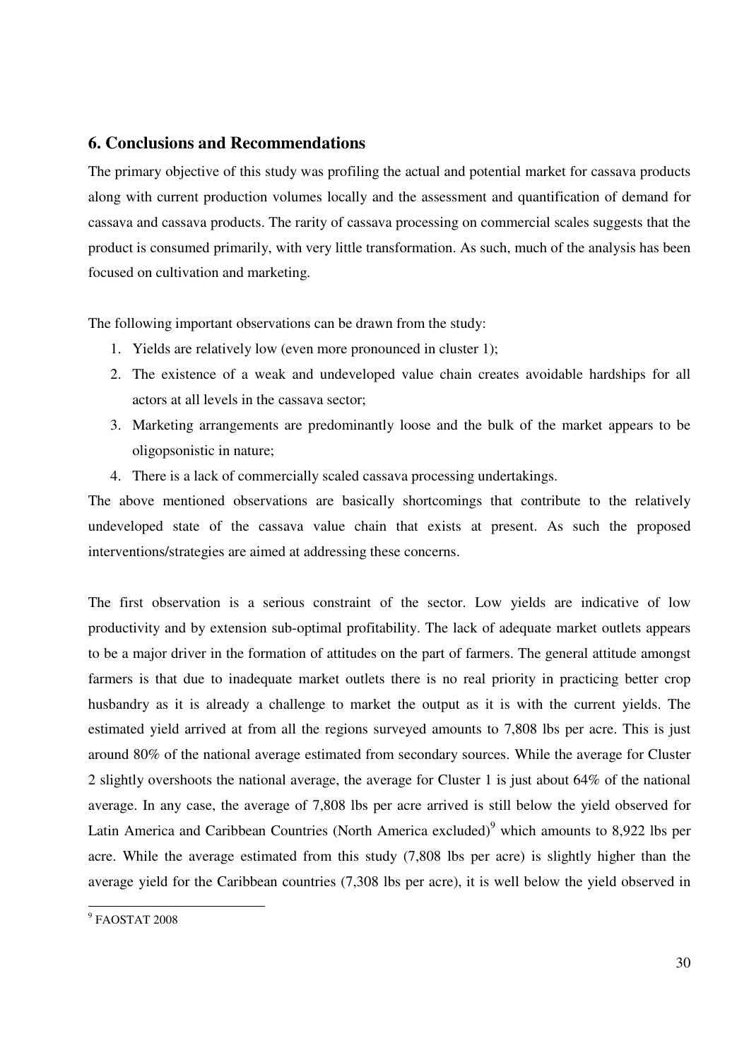## 6. Conclusions and Recommendations

The primary objective of this study was profiling the actual and potential market for cassava products along with current production volumes locally and the assessment and quantification of demand for cassava and cassava products. The rarity of cassava processing on commercial scales suggests that the product is consumed primarily, with very little transformation. As such, much of the analysis has been focused on cultivation and marketing.

The following important observations can be drawn from the study:

1. Yields are relatively low (even more pronounced in cluster 1);
2. The existence of a weak and undeveloped value chain creates avoidable hardships for all actors at all levels in the cassava sector;
3. Marketing arrangements are predominantly loose and the bulk of the market appears to be oligopsonistic in nature;
4. There is a lack of commercially scaled cassava processing undertakings.

The above mentioned observations are basically shortcomings that contribute to the relatively undeveloped state of the cassava value chain that exists at present. As such the proposed interventions/strategies are aimed at addressing these concerns.

The first observation is a serious constraint of the sector. Low yields are indicative of low productivity and by extension sub-optimal profitability. The lack of adequate market outlets appears to be a major driver in the formation of attitudes on the part of farmers. The general attitude amongst farmers is that due to inadequate market outlets there is no real priority in practicing better crop husbandry as it is already a challenge to market the output as it is with the current yields. The estimated yield arrived at from all the regions surveyed amounts to 7,808 lbs per acre. This is just around 80% of the national average estimated from secondary sources. While the average for Cluster 2 slightly overshoots the national average, the average for Cluster 1 is just about 64% of the national average. In any case, the average of 7,808 lbs per acre arrived is still below the yield observed for Latin America and Caribbean Countries (North America excluded)[9] which amounts to 8,922 lbs per acre. While the average estimated from this study (7,808 lbs per acre) is slightly higher than the average yield for the Caribbean countries (7,308 lbs per acre), it is well below the yield observed in

[9] FAOSTAT 2008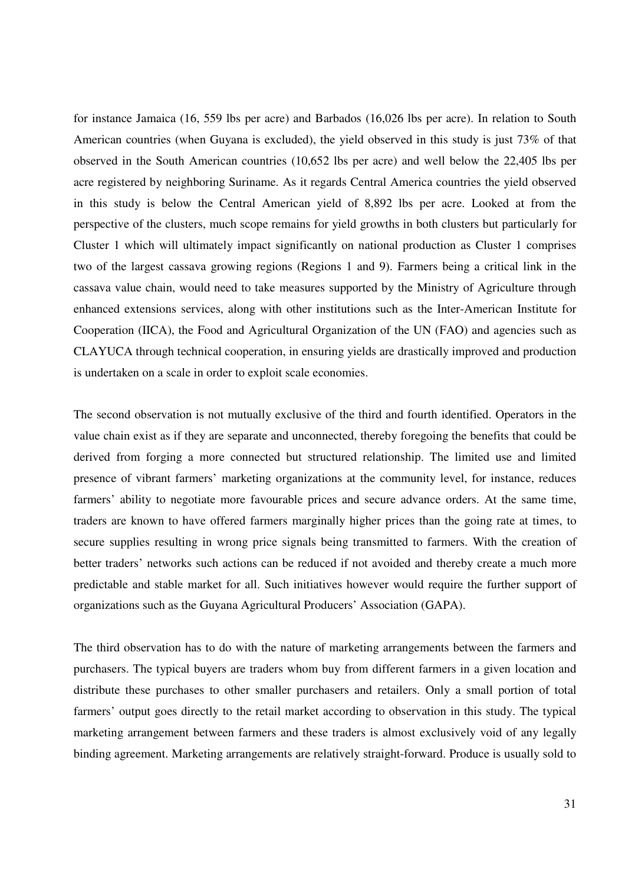for instance Jamaica (16, 559 lbs per acre) and Barbados (16,026 lbs per acre). In relation to South American countries (when Guyana is excluded), the yield observed in this study is just 73% of that observed in the South American countries (10,652 lbs per acre) and well below the 22,405 lbs per acre registered by neighboring Suriname. As it regards Central America countries the yield observed in this study is below the Central American yield of 8,892 lbs per acre. Looked at from the perspective of the clusters, much scope remains for yield growths in both clusters but particularly for Cluster 1 which will ultimately impact significantly on national production as Cluster 1 comprises two of the largest cassava growing regions (Regions 1 and 9). Farmers being a critical link in the cassava value chain, would need to take measures supported by the Ministry of Agriculture through enhanced extensions services, along with other institutions such as the Inter-American Institute for Cooperation (IICA), the Food and Agricultural Organization of the UN (FAO) and agencies such as CLAYUCA through technical cooperation, in ensuring yields are drastically improved and production is undertaken on a scale in order to exploit scale economies.

The second observation is not mutually exclusive of the third and fourth identified. Operators in the value chain exist as if they are separate and unconnected, thereby foregoing the benefits that could be derived from forging a more connected but structured relationship. The limited use and limited presence of vibrant farmers' marketing organizations at the community level, for instance, reduces farmers' ability to negotiate more favourable prices and secure advance orders. At the same time, traders are known to have offered farmers marginally higher prices than the going rate at times, to secure supplies resulting in wrong price signals being transmitted to farmers. With the creation of better traders' networks such actions can be reduced if not avoided and thereby create a much more predictable and stable market for all. Such initiatives however would require the further support of organizations such as the Guyana Agricultural Producers' Association (GAPA).

The third observation has to do with the nature of marketing arrangements between the farmers and purchasers. The typical buyers are traders whom buy from different farmers in a given location and distribute these purchases to other smaller purchasers and retailers. Only a small portion of total farmers' output goes directly to the retail market according to observation in this study. The typical marketing arrangement between farmers and these traders is almost exclusively void of any legally binding agreement. Marketing arrangements are relatively straight-forward. Produce is usually sold to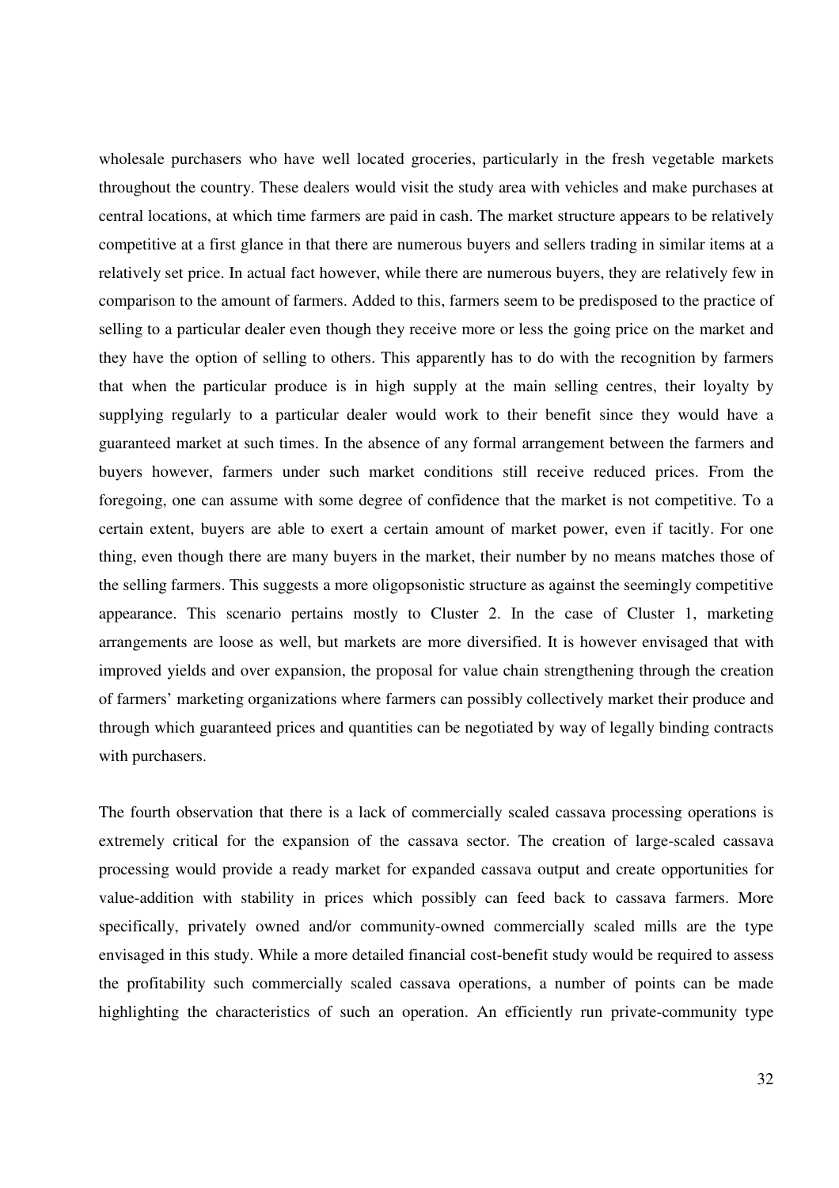wholesale purchasers who have well located groceries, particularly in the fresh vegetable markets throughout the country. These dealers would visit the study area with vehicles and make purchases at central locations, at which time farmers are paid in cash. The market structure appears to be relatively competitive at a first glance in that there are numerous buyers and sellers trading in similar items at a relatively set price. In actual fact however, while there are numerous buyers, they are relatively few in comparison to the amount of farmers. Added to this, farmers seem to be predisposed to the practice of selling to a particular dealer even though they receive more or less the going price on the market and they have the option of selling to others. This apparently has to do with the recognition by farmers that when the particular produce is in high supply at the main selling centres, their loyalty by supplying regularly to a particular dealer would work to their benefit since they would have a guaranteed market at such times. In the absence of any formal arrangement between the farmers and buyers however, farmers under such market conditions still receive reduced prices. From the foregoing, one can assume with some degree of confidence that the market is not competitive. To a certain extent, buyers are able to exert a certain amount of market power, even if tacitly. For one thing, even though there are many buyers in the market, their number by no means matches those of the selling farmers. This suggests a more oligopsonistic structure as against the seemingly competitive appearance. This scenario pertains mostly to Cluster 2. In the case of Cluster 1, marketing arrangements are loose as well, but markets are more diversified. It is however envisaged that with improved yields and over expansion, the proposal for value chain strengthening through the creation of farmers' marketing organizations where farmers can possibly collectively market their produce and through which guaranteed prices and quantities can be negotiated by way of legally binding contracts with purchasers.

The fourth observation that there is a lack of commercially scaled cassava processing operations is extremely critical for the expansion of the cassava sector. The creation of large-scaled cassava processing would provide a ready market for expanded cassava output and create opportunities for value-addition with stability in prices which possibly can feed back to cassava farmers. More specifically, privately owned and/or community-owned commercially scaled mills are the type envisaged in this study. While a more detailed financial cost-benefit study would be required to assess the profitability such commercially scaled cassava operations, a number of points can be made highlighting the characteristics of such an operation. An efficiently run private-community type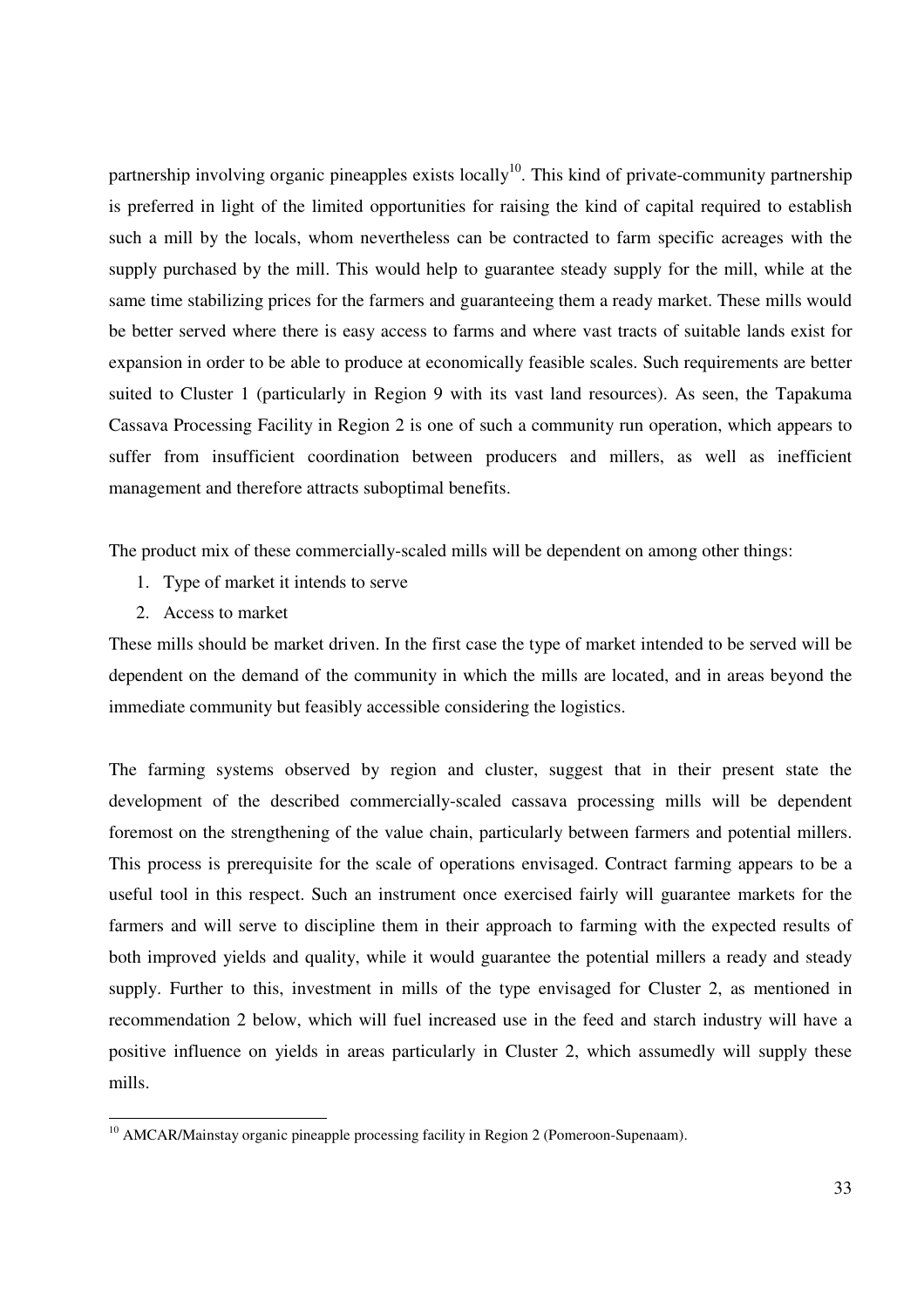partnership involving organic pineapples exists locally[10]. This kind of private-community partnership is preferred in light of the limited opportunities for raising the kind of capital required to establish such a mill by the locals, whom nevertheless can be contracted to farm specific acreages with the supply purchased by the mill. This would help to guarantee steady supply for the mill, while at the same time stabilizing prices for the farmers and guaranteeing them a ready market. These mills would be better served where there is easy access to farms and where vast tracts of suitable lands exist for expansion in order to be able to produce at economically feasible scales. Such requirements are better suited to Cluster 1 (particularly in Region 9 with its vast land resources). As seen, the Tapakuma Cassava Processing Facility in Region 2 is one of such a community run operation, which appears to suffer from insufficient coordination between producers and millers, as well as inefficient management and therefore attracts suboptimal benefits.

The product mix of these commercially-scaled mills will be dependent on among other things:

1. Type of market it intends to serve
2. Access to market

These mills should be market driven. In the first case the type of market intended to be served will be dependent on the demand of the community in which the mills are located, and in areas beyond the immediate community but feasibly accessible considering the logistics.

The farming systems observed by region and cluster, suggest that in their present state the development of the described commercially-scaled cassava processing mills will be dependent foremost on the strengthening of the value chain, particularly between farmers and potential millers. This process is prerequisite for the scale of operations envisaged. Contract farming appears to be a useful tool in this respect. Such an instrument once exercised fairly will guarantee markets for the farmers and will serve to discipline them in their approach to farming with the expected results of both improved yields and quality, while it would guarantee the potential millers a ready and steady supply. Further to this, investment in mills of the type envisaged for Cluster 2, as mentioned in recommendation 2 below, which will fuel increased use in the feed and starch industry will have a positive influence on yields in areas particularly in Cluster 2, which assumedly will supply these mills.

[10] AMCAR/Mainstay organic pineapple processing facility in Region 2 (Pomeroon-Supenaam).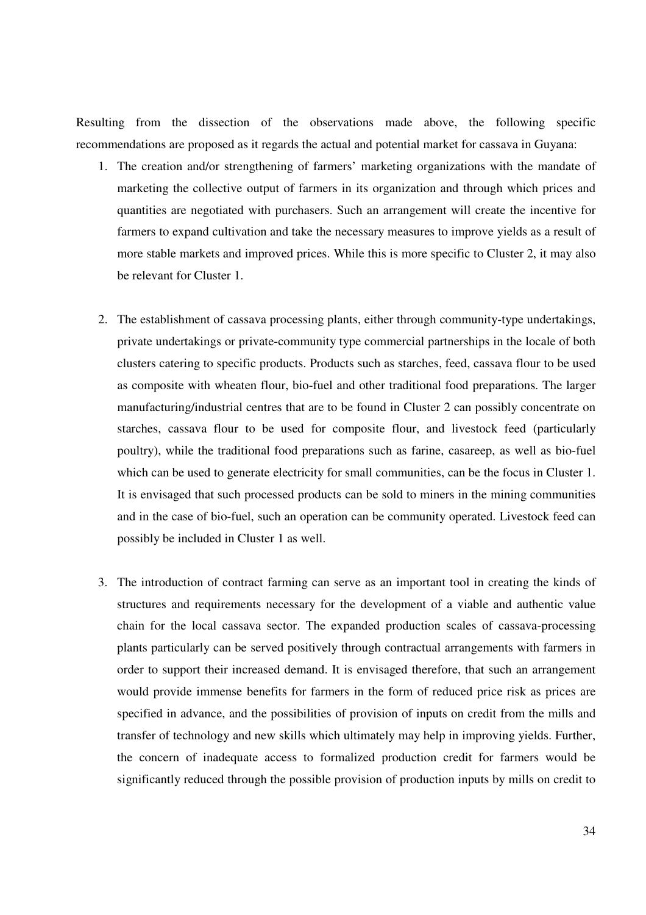Resulting from the dissection of the observations made above, the following specific recommendations are proposed as it regards the actual and potential market for cassava in Guyana:

1. The creation and/or strengthening of farmers' marketing organizations with the mandate of marketing the collective output of farmers in its organization and through which prices and quantities are negotiated with purchasers. Such an arrangement will create the incentive for farmers to expand cultivation and take the necessary measures to improve yields as a result of more stable markets and improved prices. While this is more specific to Cluster 2, it may also be relevant for Cluster 1.

2. The establishment of cassava processing plants, either through community-type undertakings, private undertakings or private-community type commercial partnerships in the locale of both clusters catering to specific products. Products such as starches, feed, cassava flour to be used as composite with wheaten flour, bio-fuel and other traditional food preparations. The larger manufacturing/industrial centres that are to be found in Cluster 2 can possibly concentrate on starches, cassava flour to be used for composite flour, and livestock feed (particularly poultry), while the traditional food preparations such as farine, casareep, as well as bio-fuel which can be used to generate electricity for small communities, can be the focus in Cluster 1. It is envisaged that such processed products can be sold to miners in the mining communities and in the case of bio-fuel, such an operation can be community operated. Livestock feed can possibly be included in Cluster 1 as well.

3. The introduction of contract farming can serve as an important tool in creating the kinds of structures and requirements necessary for the development of a viable and authentic value chain for the local cassava sector. The expanded production scales of cassava-processing plants particularly can be served positively through contractual arrangements with farmers in order to support their increased demand. It is envisaged therefore, that such an arrangement would provide immense benefits for farmers in the form of reduced price risk as prices are specified in advance, and the possibilities of provision of inputs on credit from the mills and transfer of technology and new skills which ultimately may help in improving yields. Further, the concern of inadequate access to formalized production credit for farmers would be significantly reduced through the possible provision of production inputs by mills on credit to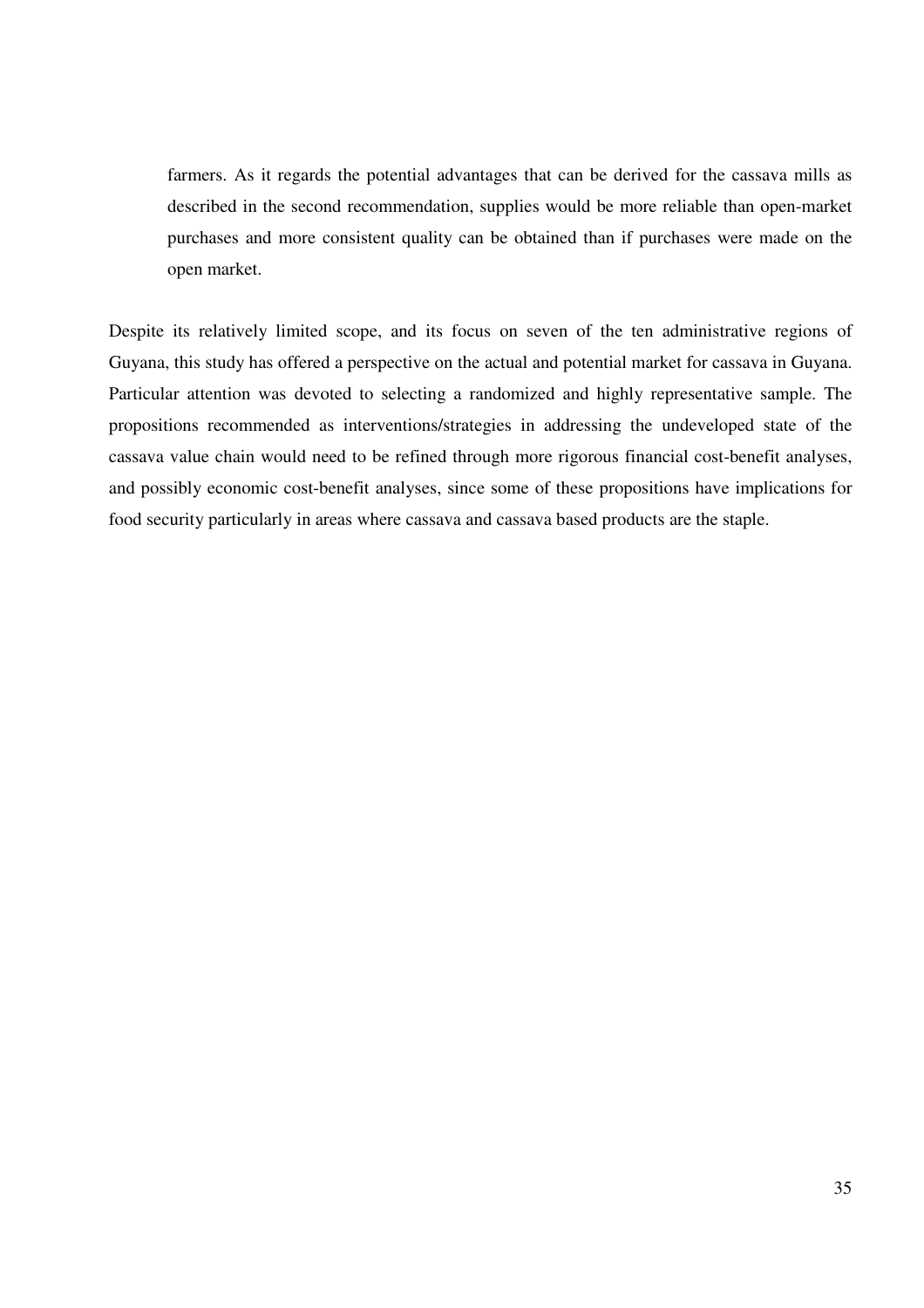farmers. As it regards the potential advantages that can be derived for the cassava mills as described in the second recommendation, supplies would be more reliable than open-market purchases and more consistent quality can be obtained than if purchases were made on the open market.

Despite its relatively limited scope, and its focus on seven of the ten administrative regions of Guyana, this study has offered a perspective on the actual and potential market for cassava in Guyana. Particular attention was devoted to selecting a randomized and highly representative sample. The propositions recommended as interventions/strategies in addressing the undeveloped state of the cassava value chain would need to be refined through more rigorous financial cost-benefit analyses, and possibly economic cost-benefit analyses, since some of these propositions have implications for food security particularly in areas where cassava and cassava based products are the staple.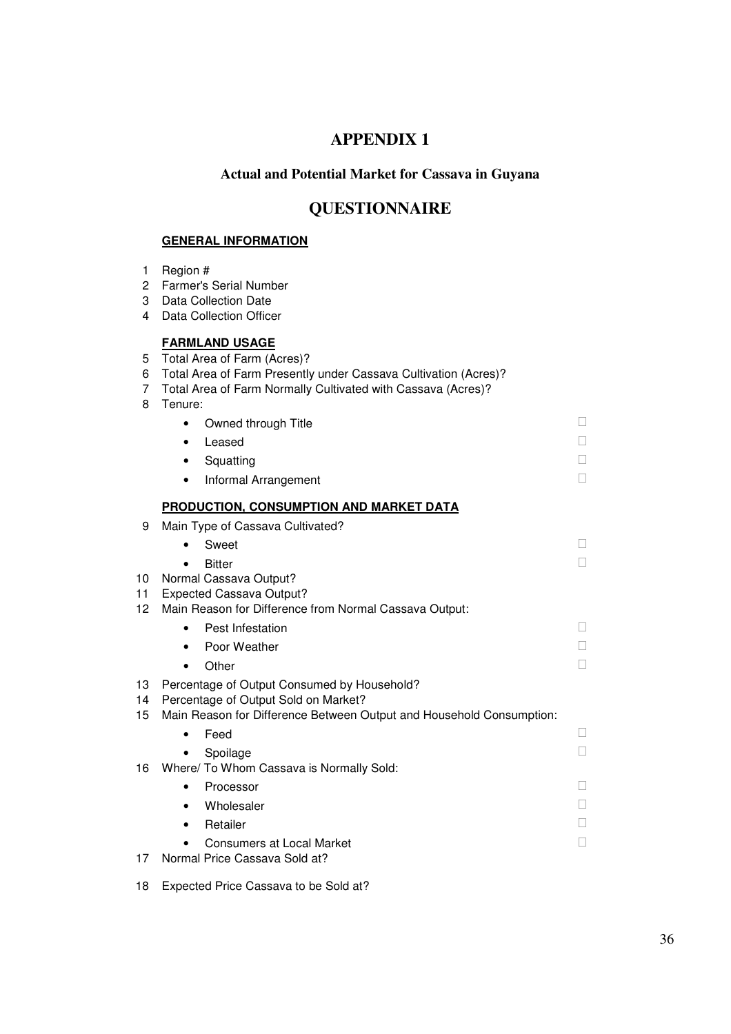# APPENDIX 1

## Actual and Potential Market for Cassava in Guyana

## QUESTIONNAIRE

**GENERAL INFORMATION**

1 Region #
2 Farmer's Serial Number
3 Data Collection Date
4 Data Collection Officer

**FARMLAND USAGE**

5 Total Area of Farm (Acres)?
6 Total Area of Farm Presently under Cassava Cultivation (Acres)?
7 Total Area of Farm Normally Cultivated with Cassava (Acres)?
8 Tenure:

- Owned through Title ☐
- Leased ☐
- Squatting ☐
- Informal Arrangement ☐

**PRODUCTION, CONSUMPTION AND MARKET DATA**

9 Main Type of Cassava Cultivated?

- Sweet ☐
- Bitter ☐

10 Normal Cassava Output?
11 Expected Cassava Output?
12 Main Reason for Difference from Normal Cassava Output:

- Pest Infestation ☐
- Poor Weather ☐
- Other ☐

13 Percentage of Output Consumed by Household?
14 Percentage of Output Sold on Market?
15 Main Reason for Difference Between Output and Household Consumption:

- Feed ☐
- Spoilage ☐

16 Where/ To Whom Cassava is Normally Sold:

- Processor ☐
- Wholesaler ☐
- Retailer ☐
- Consumers at Local Market ☐

17 Normal Price Cassava Sold at?

18 Expected Price Cassava to be Sold at?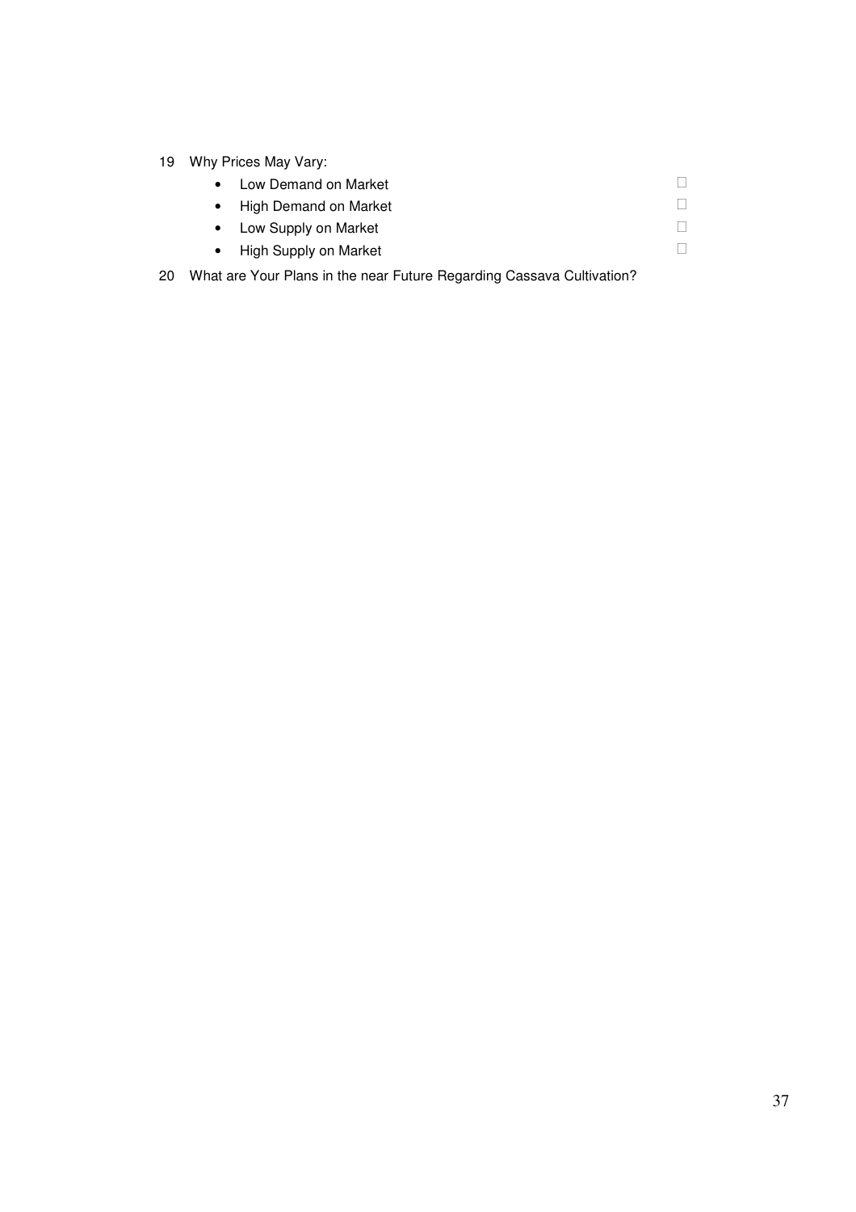19 Why Prices May Vary:

- Low Demand on Market ☐
- High Demand on Market ☐
- Low Supply on Market ☐
- High Supply on Market ☐

20 What are Your Plans in the near Future Regarding Cassava Cultivation?